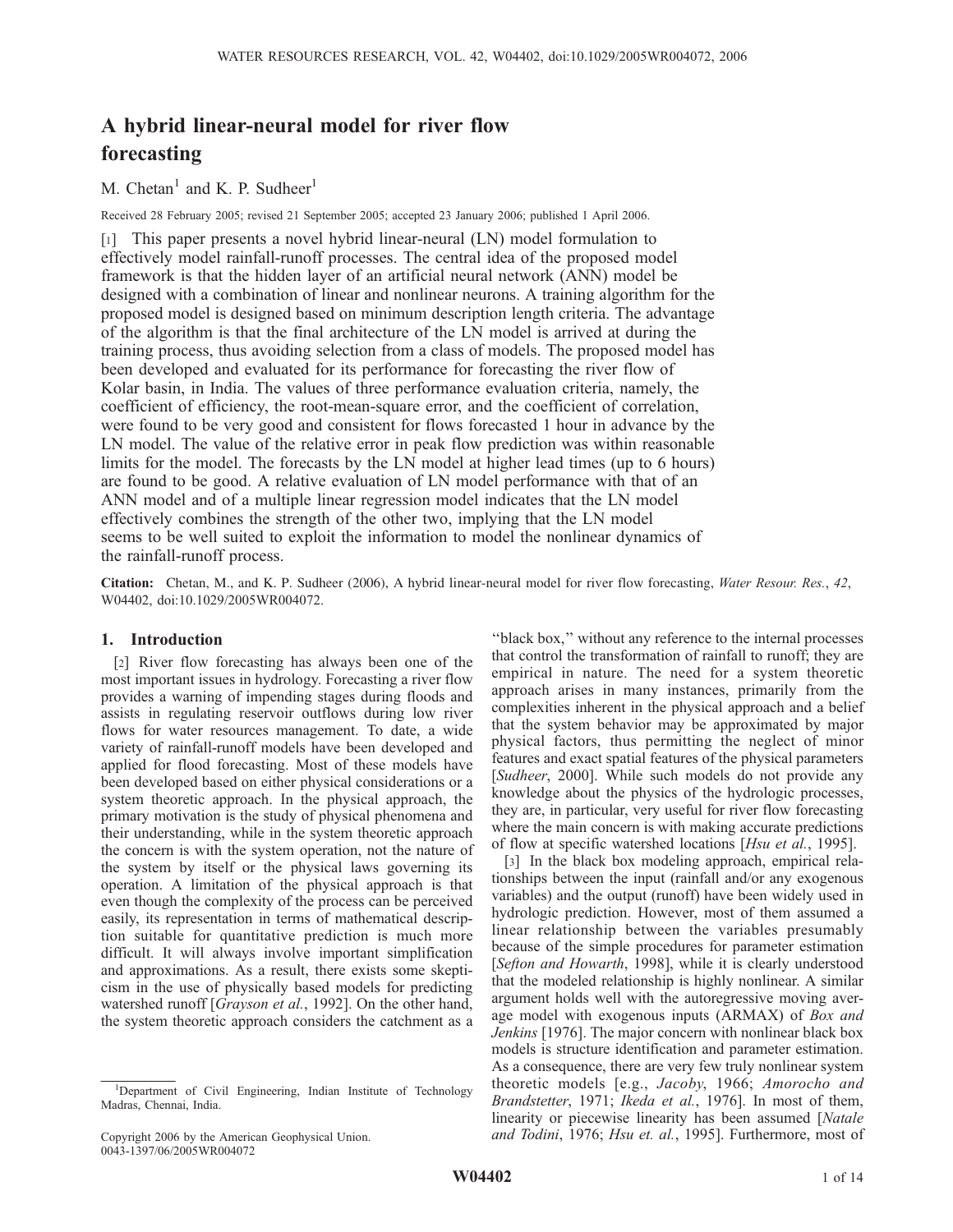# A hybrid linear-neural model for river flow forecasting

M. Chetan[1] and K. P. Sudheer[1]

Received 28 February 2005; revised 21 September 2005; accepted 23 January 2006; published 1 April 2006.

[1] This paper presents a novel hybrid linear-neural (LN) model formulation to effectively model rainfall-runoff processes. The central idea of the proposed model framework is that the hidden layer of an artificial neural network (ANN) model be designed with a combination of linear and nonlinear neurons. A training algorithm for the proposed model is designed based on minimum description length criteria. The advantage of the algorithm is that the final architecture of the LN model is arrived at during the training process, thus avoiding selection from a class of models. The proposed model has been developed and evaluated for its performance for forecasting the river flow of Kolar basin, in India. The values of three performance evaluation criteria, namely, the coefficient of efficiency, the root-mean-square error, and the coefficient of correlation, were found to be very good and consistent for flows forecasted 1 hour in advance by the LN model. The value of the relative error in peak flow prediction was within reasonable limits for the model. The forecasts by the LN model at higher lead times (up to 6 hours) are found to be good. A relative evaluation of LN model performance with that of an ANN model and of a multiple linear regression model indicates that the LN model effectively combines the strength of the other two, implying that the LN model seems to be well suited to exploit the information to model the nonlinear dynamics of the rainfall-runoff process.

**Citation:** Chetan, M., and K. P. Sudheer (2006), A hybrid linear-neural model for river flow forecasting, *Water Resour. Res.*, *42*, W04402, doi:10.1029/2005WR004072.

## 1. Introduction

[2] River flow forecasting has always been one of the most important issues in hydrology. Forecasting a river flow provides a warning of impending stages during floods and assists in regulating reservoir outflows during low river flows for water resources management. To date, a wide variety of rainfall-runoff models have been developed and applied for flood forecasting. Most of these models have been developed based on either physical considerations or a system theoretic approach. In the physical approach, the primary motivation is the study of physical phenomena and their understanding, while in the system theoretic approach the concern is with the system operation, not the nature of the system by itself or the physical laws governing its operation. A limitation of the physical approach is that even though the complexity of the process can be perceived easily, its representation in terms of mathematical description suitable for quantitative prediction is much more difficult. It will always involve important simplification and approximations. As a result, there exists some skepticism in the use of physically based models for predicting watershed runoff [*Grayson et al.*, 1992]. On the other hand, the system theoretic approach considers the catchment as a "black box," without any reference to the internal processes that control the transformation of rainfall to runoff; they are empirical in nature. The need for a system theoretic approach arises in many instances, primarily from the complexities inherent in the physical approach and a belief that the system behavior may be approximated by major physical factors, thus permitting the neglect of minor features and exact spatial features of the physical parameters [*Sudheer*, 2000]. While such models do not provide any knowledge about the physics of the hydrologic processes, they are, in particular, very useful for river flow forecasting where the main concern is with making accurate predictions of flow at specific watershed locations [*Hsu et al.*, 1995].

[3] In the black box modeling approach, empirical relationships between the input (rainfall and/or any exogenous variables) and the output (runoff) have been widely used in hydrologic prediction. However, most of them assumed a linear relationship between the variables presumably because of the simple procedures for parameter estimation [*Sefton and Howarth*, 1998], while it is clearly understood that the modeled relationship is highly nonlinear. A similar argument holds well with the autoregressive moving average model with exogenous inputs (ARMAX) of *Box and Jenkins* [1976]. The major concern with nonlinear black box models is structure identification and parameter estimation. As a consequence, there are very few truly nonlinear system theoretic models [e.g., *Jacoby*, 1966; *Amorocho and Brandstetter*, 1971; *Ikeda et al.*, 1976]. In most of them, linearity or piecewise linearity has been assumed [*Natale and Todini*, 1976; *Hsu et. al.*, 1995]. Furthermore, most of

[1]Department of Civil Engineering, Indian Institute of Technology Madras, Chennai, India.

Copyright 2006 by the American Geophysical Union.
0043-1397/06/2005WR004072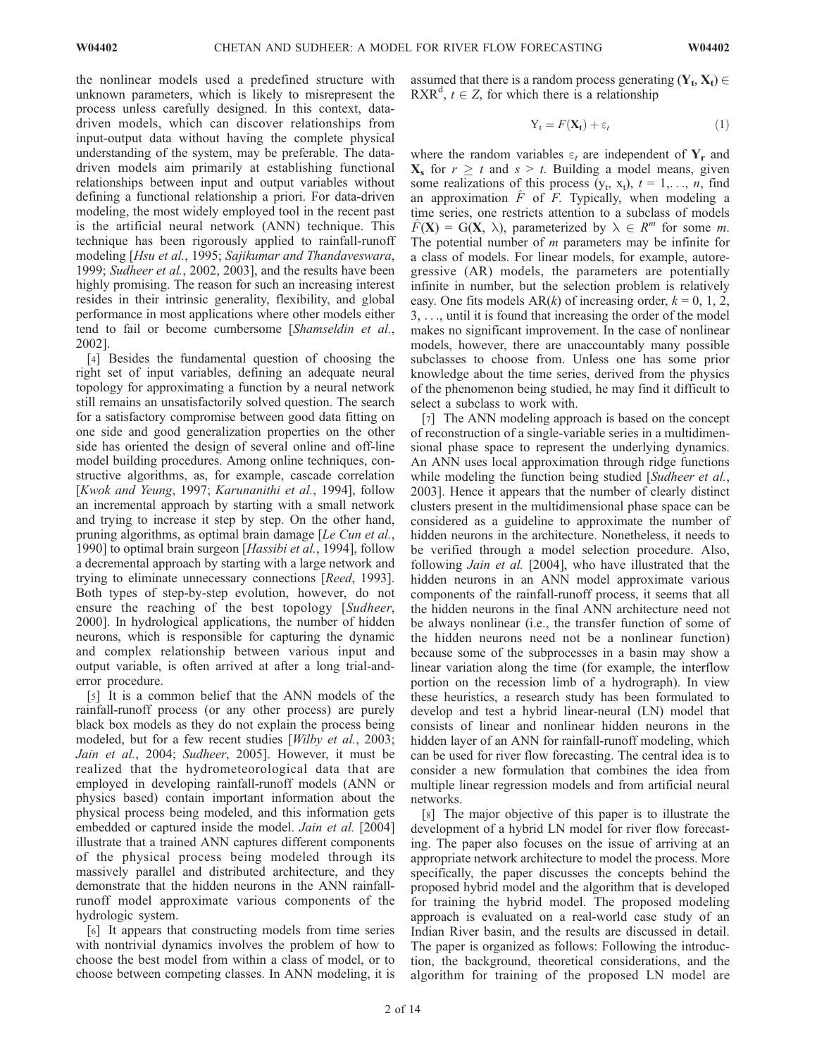the nonlinear models used a predefined structure with unknown parameters, which is likely to misrepresent the process unless carefully designed. In this context, data-driven models, which can discover relationships from input-output data without having the complete physical understanding of the system, may be preferable. The data-driven models aim primarily at establishing functional relationships between input and output variables without defining a functional relationship a priori. For data-driven modeling, the most widely employed tool in the recent past is the artificial neural network (ANN) technique. This technique has been rigorously applied to rainfall-runoff modeling [*Hsu et al.*, 1995; *Sajikumar and Thandaveswara*, 1999; *Sudheer et al.*, 2002, 2003], and the results have been highly promising. The reason for such an increasing interest resides in their intrinsic generality, flexibility, and global performance in most applications where other models either tend to fail or become cumbersome [*Shamseldin et al.*, 2002].

[4] Besides the fundamental question of choosing the right set of input variables, defining an adequate neural topology for approximating a function by a neural network still remains an unsatisfactorily solved question. The search for a satisfactory compromise between good data fitting on one side and good generalization properties on the other side has oriented the design of several online and off-line model building procedures. Among online techniques, constructive algorithms, as, for example, cascade correlation [*Kwok and Yeung*, 1997; *Karunanithi et al.*, 1994], follow an incremental approach by starting with a small network and trying to increase it step by step. On the other hand, pruning algorithms, as optimal brain damage [*Le Cun et al.*, 1990] to optimal brain surgeon [*Hassibi et al.*, 1994], follow a decremental approach by starting with a large network and trying to eliminate unnecessary connections [*Reed*, 1993]. Both types of step-by-step evolution, however, do not ensure the reaching of the best topology [*Sudheer*, 2000]. In hydrological applications, the number of hidden neurons, which is responsible for capturing the dynamic and complex relationship between various input and output variable, is often arrived at after a long trial-and-error procedure.

[5] It is a common belief that the ANN models of the rainfall-runoff process (or any other process) are purely black box models as they do not explain the process being modeled, but for a few recent studies [*Wilby et al.*, 2003; *Jain et al.*, 2004; *Sudheer*, 2005]. However, it must be realized that the hydrometeorological data that are employed in developing rainfall-runoff models (ANN or physics based) contain important information about the physical process being modeled, and this information gets embedded or captured inside the model. *Jain et al.* [2004] illustrate that a trained ANN captures different components of the physical process being modeled through its massively parallel and distributed architecture, and they demonstrate that the hidden neurons in the ANN rainfall-runoff model approximate various components of the hydrologic system.

[6] It appears that constructing models from time series with nontrivial dynamics involves the problem of how to choose the best model from within a class of model, or to choose between competing classes. In ANN modeling, it is assumed that there is a random process generating $(\mathbf{Y_t}, \mathbf{X_t}) \in RXR^d$, $t \in Z$, for which there is a relationship

$$Y_t = F(\mathbf{X_t}) + \varepsilon_t \qquad (1)$$

where the random variables $\varepsilon_t$ are independent of $\mathbf{Y_r}$ and $\mathbf{X_s}$ for $r \geq t$ and $s > t$. Building a model means, given some realizations of this process $(y_t, x_t)$, $t = 1, \ldots, n$, find an approximation $\hat{F}$ of $F$. Typically, when modeling a time series, one restricts attention to a subclass of models $\hat{F}(\mathbf{X}) = G(\mathbf{X}, \lambda)$, parameterized by $\lambda \in R^m$ for some $m$. The potential number of $m$ parameters may be infinite for a class of models. For linear models, for example, autoregressive (AR) models, the parameters are potentially infinite in number, but the selection problem is relatively easy. One fits models AR($k$) of increasing order, $k = 0, 1, 2, 3, \ldots$, until it is found that increasing the order of the model makes no significant improvement. In the case of nonlinear models, however, there are unaccountably many possible subclasses to choose from. Unless one has some prior knowledge about the time series, derived from the physics of the phenomenon being studied, he may find it difficult to select a subclass to work with.

[7] The ANN modeling approach is based on the concept of reconstruction of a single-variable series in a multidimensional phase space to represent the underlying dynamics. An ANN uses local approximation through ridge functions while modeling the function being studied [*Sudheer et al.*, 2003]. Hence it appears that the number of clearly distinct clusters present in the multidimensional phase space can be considered as a guideline to approximate the number of hidden neurons in the architecture. Nonetheless, it needs to be verified through a model selection procedure. Also, following *Jain et al.* [2004], who have illustrated that the hidden neurons in an ANN model approximate various components of the rainfall-runoff process, it seems that all the hidden neurons in the final ANN architecture need not be always nonlinear (i.e., the transfer function of some of the hidden neurons need not be a nonlinear function) because some of the subprocesses in a basin may show a linear variation along the time (for example, the interflow portion on the recession limb of a hydrograph). In view these heuristics, a research study has been formulated to develop and test a hybrid linear-neural (LN) model that consists of linear and nonlinear hidden neurons in the hidden layer of an ANN for rainfall-runoff modeling, which can be used for river flow forecasting. The central idea is to consider a new formulation that combines the idea from multiple linear regression models and from artificial neural networks.

[8] The major objective of this paper is to illustrate the development of a hybrid LN model for river flow forecasting. The paper also focuses on the issue of arriving at an appropriate network architecture to model the process. More specifically, the paper discusses the concepts behind the proposed hybrid model and the algorithm that is developed for training the hybrid model. The proposed modeling approach is evaluated on a real-world case study of an Indian River basin, and the results are discussed in detail. The paper is organized as follows: Following the introduction, the background, theoretical considerations, and the algorithm for training of the proposed LN model are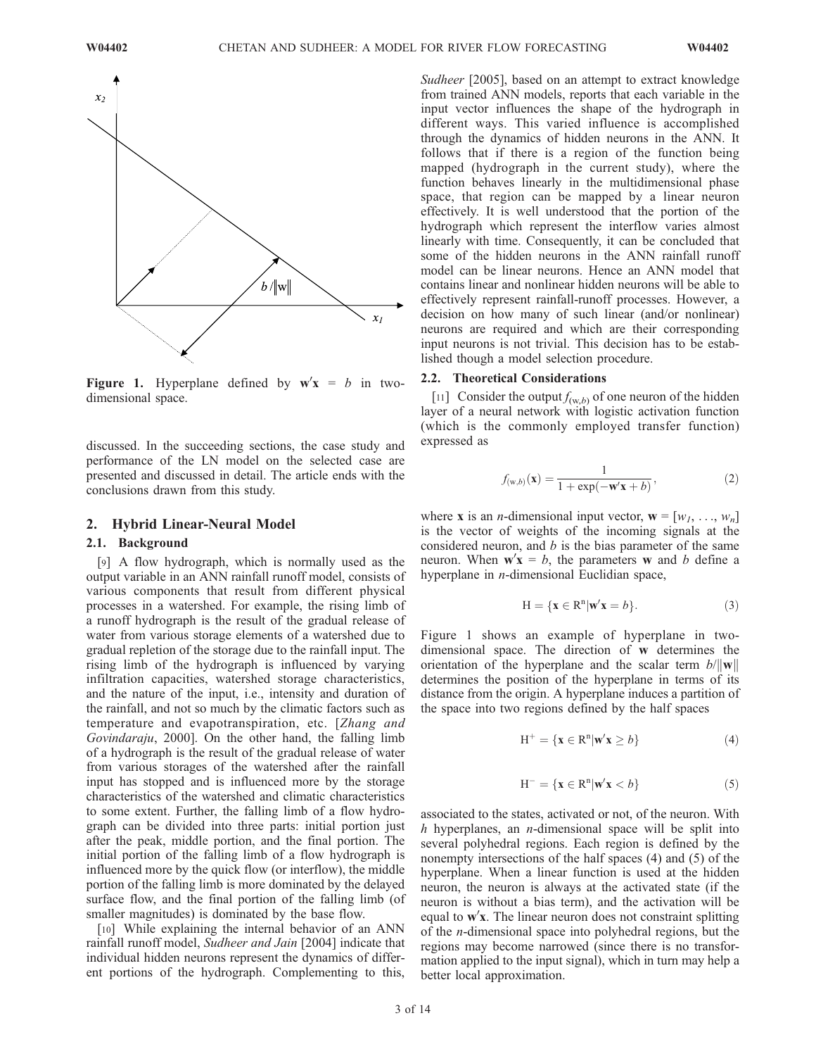$x_2$

$b/\|\mathbf{w}\|$

$x_1$

**Figure 1.** Hyperplane defined by $\mathbf{w}'\mathbf{x} = b$ in two-dimensional space.

discussed. In the succeeding sections, the case study and performance of the LN model on the selected case are presented and discussed in detail. The article ends with the conclusions drawn from this study.

## 2. Hybrid Linear-Neural Model

### 2.1. Background

[9] A flow hydrograph, which is normally used as the output variable in an ANN rainfall runoff model, consists of various components that result from different physical processes in a watershed. For example, the rising limb of a runoff hydrograph is the result of the gradual release of water from various storage elements of a watershed due to gradual repletion of the storage due to the rainfall input. The rising limb of the hydrograph is influenced by varying infiltration capacities, watershed storage characteristics, and the nature of the input, i.e., intensity and duration of the rainfall, and not so much by the climatic factors such as temperature and evapotranspiration, etc. [*Zhang and Govindaraju*, 2000]. On the other hand, the falling limb of a hydrograph is the result of the gradual release of water from various storages of the watershed after the rainfall input has stopped and is influenced more by the storage characteristics of the watershed and climatic characteristics to some extent. Further, the falling limb of a flow hydrograph can be divided into three parts: initial portion just after the peak, middle portion, and the final portion. The initial portion of the falling limb of a flow hydrograph is influenced more by the quick flow (or interflow), the middle portion of the falling limb is more dominated by the delayed surface flow, and the final portion of the falling limb (of smaller magnitudes) is dominated by the base flow.

[10] While explaining the internal behavior of an ANN rainfall runoff model, *Sudheer and Jain* [2004] indicate that individual hidden neurons represent the dynamics of different portions of the hydrograph. Complementing to this, *Sudheer* [2005], based on an attempt to extract knowledge from trained ANN models, reports that each variable in the input vector influences the shape of the hydrograph in different ways. This varied influence is accomplished through the dynamics of hidden neurons in the ANN. It follows that if there is a region of the function being mapped (hydrograph in the current study), where the function behaves linearly in the multidimensional phase space, that region can be mapped by a linear neuron effectively. It is well understood that the portion of the hydrograph which represent the interflow varies almost linearly with time. Consequently, it can be concluded that some of the hidden neurons in the ANN rainfall runoff model can be linear neurons. Hence an ANN model that contains linear and nonlinear hidden neurons will be able to effectively represent rainfall-runoff processes. However, a decision on how many of such linear (and/or nonlinear) neurons are required and which are their corresponding input neurons is not trivial. This decision has to be established though a model selection procedure.

### 2.2. Theoretical Considerations

[11] Consider the output $f_{(\mathrm{w},b)}$ of one neuron of the hidden layer of a neural network with logistic activation function (which is the commonly employed transfer function) expressed as

$$f_{(\mathrm{w},b)}(\mathbf{x}) = \frac{1}{1 + \exp(-\mathbf{w}'\mathbf{x} + b)}, \tag{2}$$

where $\mathbf{x}$ is an $n$-dimensional input vector, $\mathbf{w} = [w_1, \ldots, w_n]$ is the vector of weights of the incoming signals at the considered neuron, and $b$ is the bias parameter of the same neuron. When $\mathbf{w}'\mathbf{x} = b$, the parameters $\mathbf{w}$ and $b$ define a hyperplane in $n$-dimensional Euclidian space,

$$\mathrm{H} = \{\mathbf{x} \in \mathrm{R}^{\mathrm{n}} | \mathbf{w}'\mathbf{x} = b\}. \tag{3}$$

Figure 1 shows an example of hyperplane in two-dimensional space. The direction of $\mathbf{w}$ determines the orientation of the hyperplane and the scalar term $b/\|\mathbf{w}\|$ determines the position of the hyperplane in terms of its distance from the origin. A hyperplane induces a partition of the space into two regions defined by the half spaces

$$\mathrm{H}^{+} = \{\mathbf{x} \in \mathrm{R}^{\mathrm{n}} | \mathbf{w}'\mathbf{x} \geq b\} \tag{4}$$

$$\mathrm{H}^{-} = \{\mathbf{x} \in \mathrm{R}^{\mathrm{n}} | \mathbf{w}'\mathbf{x} < b\} \tag{5}$$

associated to the states, activated or not, of the neuron. With $h$ hyperplanes, an $n$-dimensional space will be split into several polyhedral regions. Each region is defined by the nonempty intersections of the half spaces (4) and (5) of the hyperplane. When a linear function is used at the hidden neuron, the neuron is always at the activated state (if the neuron is without a bias term), and the activation will be equal to $\mathbf{w}'\mathbf{x}$. The linear neuron does not constraint splitting of the $n$-dimensional space into polyhedral regions, but the regions may become narrowed (since there is no transformation applied to the input signal), which in turn may help a better local approximation.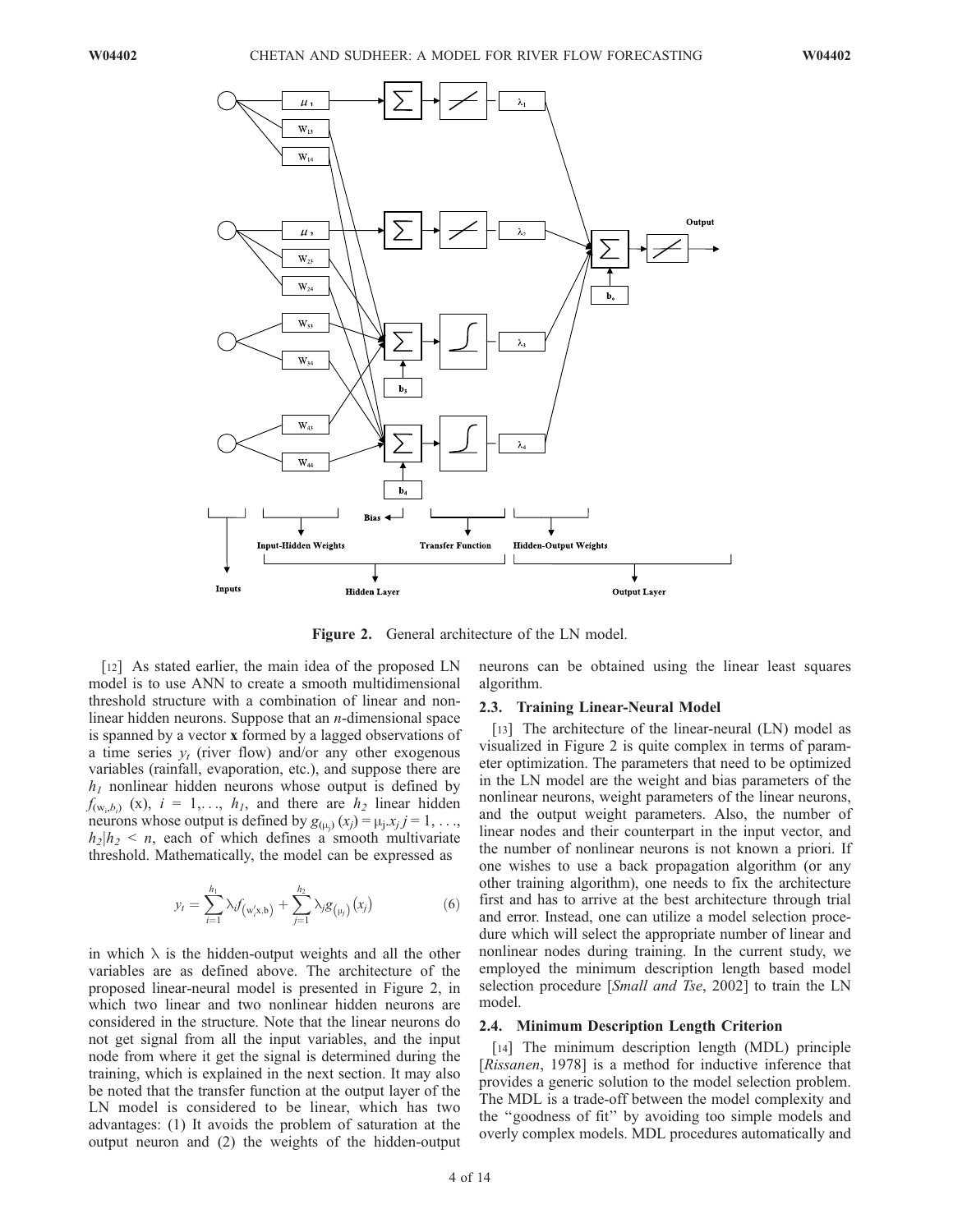Figure 2. General architecture of the LN model.

[12] As stated earlier, the main idea of the proposed LN model is to use ANN to create a smooth multidimensional threshold structure with a combination of linear and nonlinear hidden neurons. Suppose that an $n$-dimensional space is spanned by a vector **x** formed by a lagged observations of a time series $y_t$ (river flow) and/or any other exogenous variables (rainfall, evaporation, etc.), and suppose there are $h_1$ nonlinear hidden neurons whose output is defined by $f_{(w_i,b_i)}$ (x), $i = 1,\ldots, h_1$, and there are $h_2$ linear hidden neurons whose output is defined by $g_{(\mu_j)}(x_j) = \mu_j . x_j$ $j = 1, \ldots, h_2 | h_2 < n$, each of which defines a smooth multivariate threshold. Mathematically, the model can be expressed as

$$y_t = \sum_{i=1}^{h_1} \lambda_i f_{(w_i' x, b)} + \sum_{j=1}^{h_2} \lambda_j g_{(\mu_j)}(x_j) \tag{6}$$

in which $\lambda$ is the hidden-output weights and all the other variables are as defined above. The architecture of the proposed linear-neural model is presented in Figure 2, in which two linear and two nonlinear hidden neurons are considered in the structure. Note that the linear neurons do not get signal from all the input variables, and the input node from where it get the signal is determined during the training, which is explained in the next section. It may also be noted that the transfer function at the output layer of the LN model is considered to be linear, which has two advantages: (1) It avoids the problem of saturation at the output neuron and (2) the weights of the hidden-output neurons can be obtained using the linear least squares algorithm.

## 2.3. Training Linear-Neural Model

[13] The architecture of the linear-neural (LN) model as visualized in Figure 2 is quite complex in terms of parameter optimization. The parameters that need to be optimized in the LN model are the weight and bias parameters of the nonlinear neurons, weight parameters of the linear neurons, and the output weight parameters. Also, the number of linear nodes and their counterpart in the input vector, and the number of nonlinear neurons is not known a priori. If one wishes to use a back propagation algorithm (or any other training algorithm), one needs to fix the architecture first and has to arrive at the best architecture through trial and error. Instead, one can utilize a model selection procedure which will select the appropriate number of linear and nonlinear nodes during training. In the current study, we employed the minimum description length based model selection procedure [*Small and Tse*, 2002] to train the LN model.

## 2.4. Minimum Description Length Criterion

[14] The minimum description length (MDL) principle [*Rissanen*, 1978] is a method for inductive inference that provides a generic solution to the model selection problem. The MDL is a trade-off between the model complexity and the "goodness of fit" by avoiding too simple models and overly complex models. MDL procedures automatically and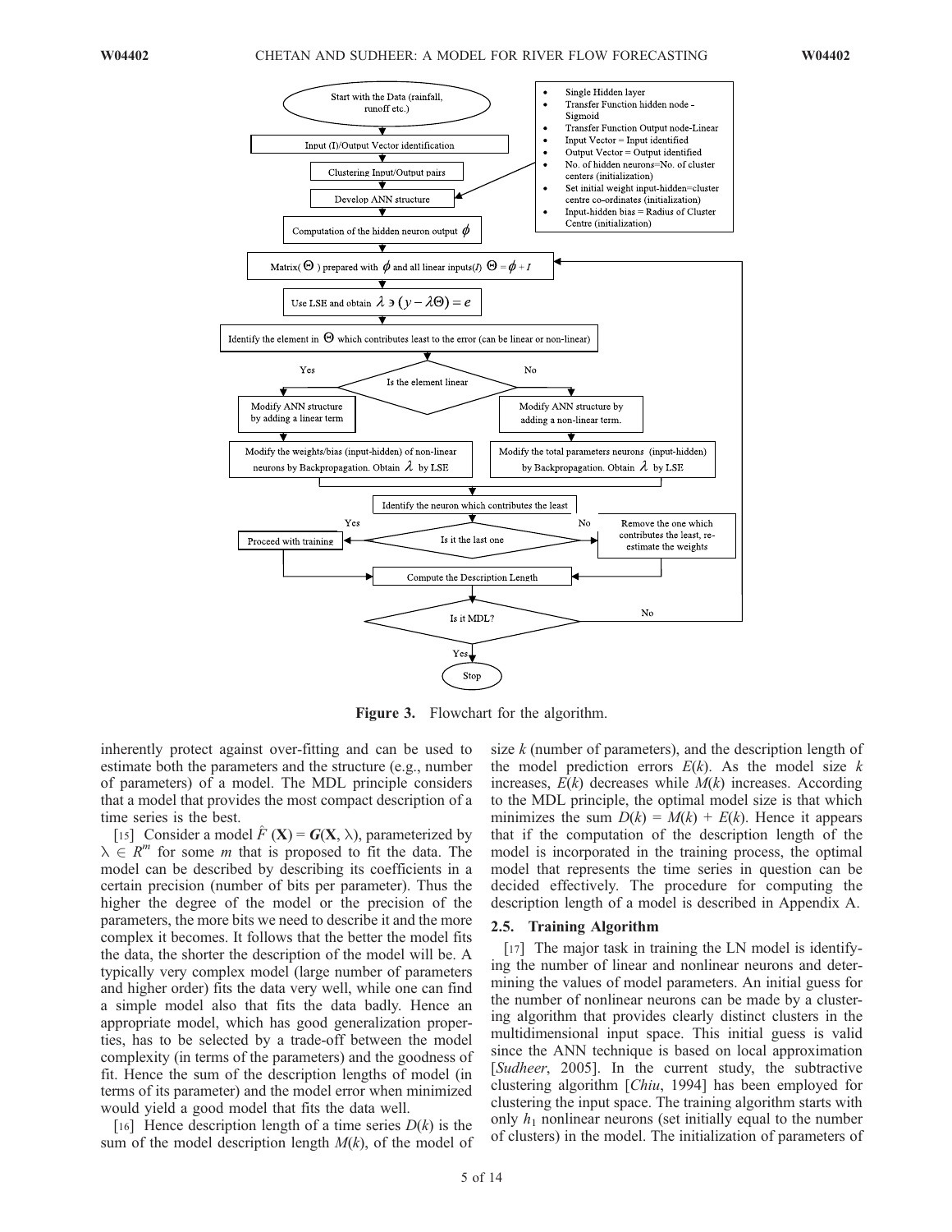Figure 3. Flowchart for the algorithm.

inherently protect against over-fitting and can be used to estimate both the parameters and the structure (e.g., number of parameters) of a model. The MDL principle considers that a model that provides the most compact description of a time series is the best.

[15] Consider a model $\hat{F}(\mathbf{X}) = \boldsymbol{G}(\mathbf{X}, \lambda)$, parameterized by $\lambda \in R^m$ for some $m$ that is proposed to fit the data. The model can be described by describing its coefficients in a certain precision (number of bits per parameter). Thus the higher the degree of the model or the precision of the parameters, the more bits we need to describe it and the more complex it becomes. It follows that the better the model fits the data, the shorter the description of the model will be. A typically very complex model (large number of parameters and higher order) fits the data very well, while one can find a simple model also that fits the data badly. Hence an appropriate model, which has good generalization properties, has to be selected by a trade-off between the model complexity (in terms of the parameters) and the goodness of fit. Hence the sum of the description lengths of model (in terms of its parameter) and the model error when minimized would yield a good model that fits the data well.

[16] Hence description length of a time series $D(k)$ is the sum of the model description length $M(k)$, of the model of size $k$ (number of parameters), and the description length of the model prediction errors $E(k)$. As the model size $k$ increases, $E(k)$ decreases while $M(k)$ increases. According to the MDL principle, the optimal model size is that which minimizes the sum $D(k) = M(k) + E(k)$. Hence it appears that if the computation of the description length of the model is incorporated in the training process, the optimal model that represents the time series in question can be decided effectively. The procedure for computing the description length of a model is described in Appendix A.

## 2.5. Training Algorithm

[17] The major task in training the LN model is identifying the number of linear and nonlinear neurons and determining the values of model parameters. An initial guess for the number of nonlinear neurons can be made by a clustering algorithm that provides clearly distinct clusters in the multidimensional input space. This initial guess is valid since the ANN technique is based on local approximation [*Sudheer*, 2005]. In the current study, the subtractive clustering algorithm [*Chiu*, 1994] has been employed for clustering the input space. The training algorithm starts with only $h_1$ nonlinear neurons (set initially equal to the number of clusters) in the model. The initialization of parameters of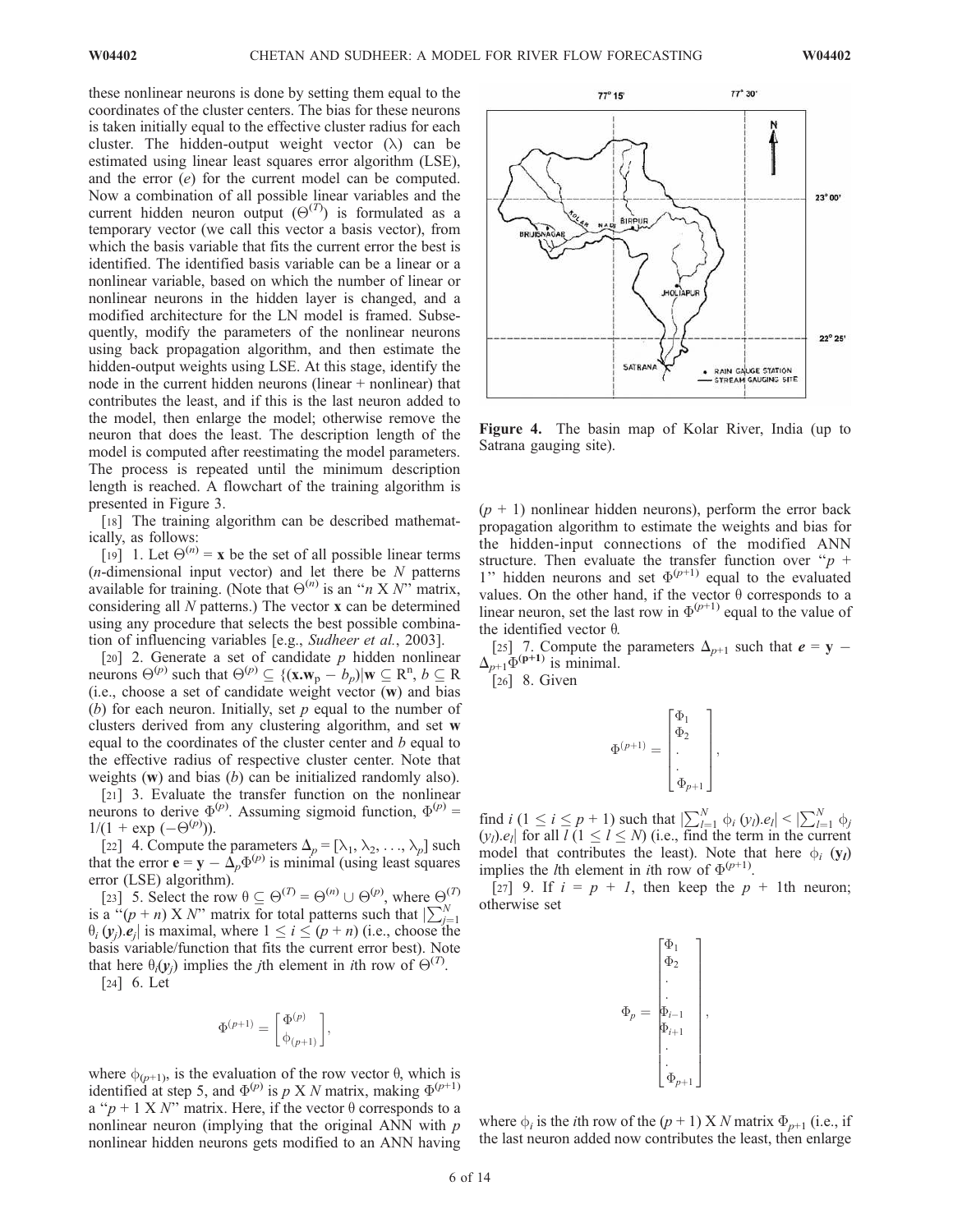these nonlinear neurons is done by setting them equal to the coordinates of the cluster centers. The bias for these neurons is taken initially equal to the effective cluster radius for each cluster. The hidden-output weight vector ($\lambda$) can be estimated using linear least squares error algorithm (LSE), and the error ($e$) for the current model can be computed. Now a combination of all possible linear variables and the current hidden neuron output ($\Theta^{(T)}$) is formulated as a temporary vector (we call this vector a basis vector), from which the basis variable that fits the current error the best is identified. The identified basis variable can be a linear or a nonlinear variable, based on which the number of linear or nonlinear neurons in the hidden layer is changed, and a modified architecture for the LN model is framed. Subsequently, modify the parameters of the nonlinear neurons using back propagation algorithm, and then estimate the hidden-output weights using LSE. At this stage, identify the node in the current hidden neurons (linear + nonlinear) that contributes the least, and if this is the last neuron added to the model, then enlarge the model; otherwise remove the neuron that does the least. The description length of the model is computed after reestimating the model parameters. The process is repeated until the minimum description length is reached. A flowchart of the training algorithm is presented in Figure 3.

[18] The training algorithm can be described mathematically, as follows:

[19] 1. Let $\Theta^{(n)} = \mathbf{x}$ be the set of all possible linear terms ($n$-dimensional input vector) and let there be $N$ patterns available for training. (Note that $\Theta^{(n)}$ is an "$n$ X $N$" matrix, considering all $N$ patterns.) The vector $\mathbf{x}$ can be determined using any procedure that selects the best possible combination of influencing variables [e.g., *Sudheer et al.*, 2003].

[20] 2. Generate a set of candidate $p$ hidden nonlinear neurons $\Theta^{(p)}$ such that $\Theta^{(p)} \subseteq \{(\mathbf{x}.\mathbf{w}_p - b_p) | \mathbf{w} \subseteq \mathrm{R}^n, b \subseteq \mathrm{R}$ (i.e., choose a set of candidate weight vector ($\mathbf{w}$) and bias ($b$) for each neuron. Initially, set $p$ equal to the number of clusters derived from any clustering algorithm, and set $\mathbf{w}$ equal to the coordinates of the cluster center and $b$ equal to the effective radius of respective cluster center. Note that weights ($\mathbf{w}$) and bias ($b$) can be initialized randomly also).

[21] 3. Evaluate the transfer function on the nonlinear neurons to derive $\Phi^{(p)}$. Assuming sigmoid function, $\Phi^{(p)} = 1/(1 + \exp(-\Theta^{(p)}))$.

[22] 4. Compute the parameters $\Delta_p = [\lambda_1, \lambda_2, \ldots, \lambda_p]$ such that the error $\mathbf{e} = \mathbf{y} - \Delta_p \Phi^{(p)}$ is minimal (using least squares error (LSE) algorithm).

[23] 5. Select the row $\theta \subseteq \Theta^{(T)} = \Theta^{(n)} \cup \Theta^{(p)}$, where $\Theta^{(T)}$ is a "$(p + n)$ X $N$" matrix for total patterns such that $|\sum_{j=1}^{N} \theta_i(y_j).e_j|$ is maximal, where $1 \leq i \leq (p + n)$ (i.e., choose the basis variable/function that fits the current error best). Note that here $\theta_i(y_j)$ implies the $j$th element in $i$th row of $\Theta^{(T)}$.

[24] 6. Let

$$\Phi^{(p+1)} = \begin{bmatrix} \Phi^{(p)} \\ \phi_{(p+1)} \end{bmatrix},$$

where $\phi_{(p+1)}$, is the evaluation of the row vector $\theta$, which is identified at step 5, and $\Phi^{(p)}$ is $p$ X $N$ matrix, making $\Phi^{(p+1)}$ a "$p + 1$ X $N$" matrix. Here, if the vector $\theta$ corresponds to a nonlinear neuron (implying that the original ANN with $p$ nonlinear hidden neurons gets modified to an ANN having ($p + 1$) nonlinear hidden neurons), perform the error back propagation algorithm to estimate the weights and bias for the hidden-input connections of the modified ANN structure. Then evaluate the transfer function over "$p + 1$" hidden neurons and set $\Phi^{(p+1)}$ equal to the evaluated values. On the other hand, if the vector $\theta$ corresponds to a linear neuron, set the last row in $\Phi^{(p+1)}$ equal to the value of the identified vector $\theta$.

[25] 7. Compute the parameters $\Delta_{p+1}$ such that $\mathbf{e} = \mathbf{y} - \Delta_{p+1}\Phi^{(\mathbf{p+1})}$ is minimal.

[26] 8. Given

$$\Phi^{(p+1)} = \begin{bmatrix} \Phi_1 \\ \Phi_2 \\ . \\ . \\ \Phi_{p+1} \end{bmatrix},$$

find $i$ ($1 \leq i \leq p + 1$) such that $|\sum_{l=1}^{N} \phi_i(y_l).e_l| < |\sum_{l=1}^{N} \phi_j(y_l).e_l|$ for all $l$ ($1 \leq l \leq N$) (i.e., find the term in the current model that contributes the least). Note that here $\phi_i(\mathbf{y}_l)$ implies the $l$th element in $i$th row of $\Phi^{(p+1)}$.

[27] 9. If $i = p + 1$, then keep the $p$ + 1th neuron; otherwise set

$$\Phi_p = \begin{bmatrix} \Phi_1 \\ \Phi_2 \\ . \\ . \\ \Phi_{i-1} \\ \Phi_{i+1} \\ . \\ . \\ \Phi_{p+1} \end{bmatrix},$$

where $\phi_i$ is the $i$th row of the $(p + 1)$ X $N$ matrix $\Phi_{p+1}$ (i.e., if the last neuron added now contributes the least, then enlarge

Figure 4. The basin map of Kolar River, India (up to Satrana gauging site).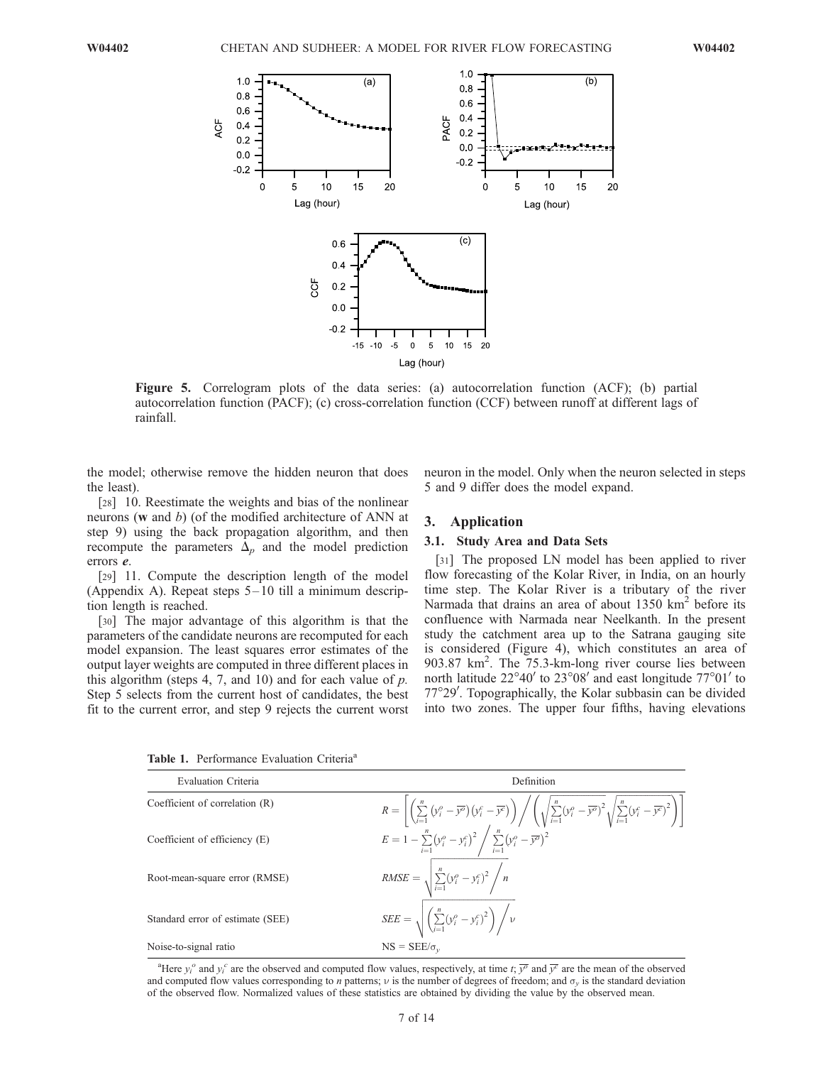Figure 5. Correlogram plots of the data series: (a) autocorrelation function (ACF); (b) partial autocorrelation function (PACF); (c) cross-correlation function (CCF) between runoff at different lags of rainfall.

the model; otherwise remove the hidden neuron that does the least).

[28] 10. Reestimate the weights and bias of the nonlinear neurons (**w** and $b$) (of the modified architecture of ANN at step 9) using the back propagation algorithm, and then recompute the parameters $\Delta_p$ and the model prediction errors $\boldsymbol{e}$.

[29] 11. Compute the description length of the model (Appendix A). Repeat steps 5–10 till a minimum description length is reached.

[30] The major advantage of this algorithm is that the parameters of the candidate neurons are recomputed for each model expansion. The least squares error estimates of the output layer weights are computed in three different places in this algorithm (steps 4, 7, and 10) and for each value of $p$. Step 5 selects from the current host of candidates, the best fit to the current error, and step 9 rejects the current worst neuron in the model. Only when the neuron selected in steps 5 and 9 differ does the model expand.

## 3. Application

### 3.1. Study Area and Data Sets

[31] The proposed LN model has been applied to river flow forecasting of the Kolar River, in India, on an hourly time step. The Kolar River is a tributary of the river Narmada that drains an area of about 1350 km$^2$ before its confluence with Narmada near Neelkanth. In the present study the catchment area up to the Satrana gauging site is considered (Figure 4), which constitutes an area of 903.87 km$^2$. The 75.3-km-long river course lies between north latitude 22°40′ to 23°08′ and east longitude 77°01′ to 77°29′. Topographically, the Kolar subbasin can be divided into two zones. The upper four fifths, having elevations

**Table 1.** Performance Evaluation Criteria[a]

| Evaluation Criteria | Definition |
|---|---|
| Coefficient of correlation (R) | $R = \left[\left(\sum_{i=1}^{n}\left(y_i^o - \overline{y^o}\right)\left(y_i^c - \overline{y^c}\right)\right) \Big/ \left(\sqrt{\sum_{i=1}^{n}\left(y_i^o - \overline{y^o}\right)^2}\sqrt{\sum_{i=1}^{n}\left(y_i^c - \overline{y^c}\right)^2}\right)\right]$ |
| Coefficient of efficiency (E) | $E = 1 - \sum_{i=1}^{n}\left(y_i^o - y_i^c\right)^2 \Big/ \sum_{i=1}^{n}\left(y_i^o - \overline{y^o}\right)^2$ |
| Root-mean-square error (RMSE) | $RMSE = \sqrt{\sum_{i=1}^{n}\left(y_i^o - y_i^c\right)^2 \Big/ n}$ |
| Standard error of estimate (SEE) | $SEE = \sqrt{\left(\sum_{i=1}^{n}\left(y_i^o - y_i^c\right)^2\right) \Big/ \nu}$ |
| Noise-to-signal ratio | $NS = SEE/\sigma_y$ |

[a]Here $y_i^o$ and $y_i^c$ are the observed and computed flow values, respectively, at time $t$; $\overline{y^o}$ and $\overline{y^c}$ are the mean of the observed and computed flow values corresponding to $n$ patterns; $\nu$ is the number of degrees of freedom; and $\sigma_y$ is the standard deviation of the observed flow. Normalized values of these statistics are obtained by dividing the value by the observed mean.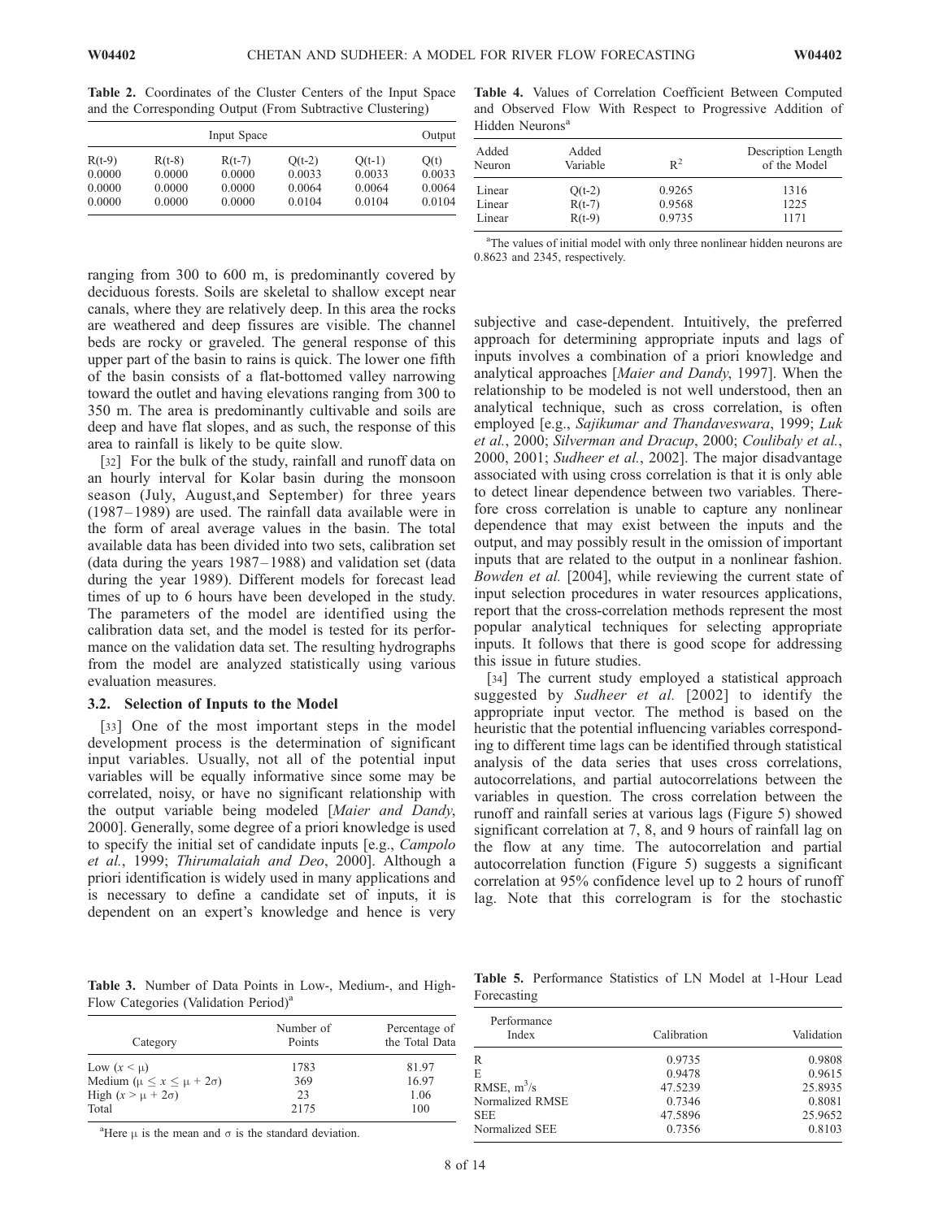**Table 2.** Coordinates of the Cluster Centers of the Input Space and the Corresponding Output (From Subtractive Clustering)

| Input Space | | | | | Output |
|---|---|---|---|---|---|
| R(t-9) | R(t-8) | R(t-7) | Q(t-2) | Q(t-1) | Q(t) |
| 0.0000 | 0.0000 | 0.0000 | 0.0033 | 0.0033 | 0.0033 |
| 0.0000 | 0.0000 | 0.0000 | 0.0064 | 0.0064 | 0.0064 |
| 0.0000 | 0.0000 | 0.0000 | 0.0104 | 0.0104 | 0.0104 |

ranging from 300 to 600 m, is predominantly covered by deciduous forests. Soils are skeletal to shallow except near canals, where they are relatively deep. In this area the rocks are weathered and deep fissures are visible. The channel beds are rocky or graveled. The general response of this upper part of the basin to rains is quick. The lower one fifth of the basin consists of a flat-bottomed valley narrowing toward the outlet and having elevations ranging from 300 to 350 m. The area is predominantly cultivable and soils are deep and have flat slopes, and as such, the response of this area to rainfall is likely to be quite slow.

[32] For the bulk of the study, rainfall and runoff data on an hourly interval for Kolar basin during the monsoon season (July, August,and September) for three years (1987–1989) are used. The rainfall data available were in the form of areal average values in the basin. The total available data has been divided into two sets, calibration set (data during the years 1987–1988) and validation set (data during the year 1989). Different models for forecast lead times of up to 6 hours have been developed in the study. The parameters of the model are identified using the calibration data set, and the model is tested for its performance on the validation data set. The resulting hydrographs from the model are analyzed statistically using various evaluation measures.

### 3.2. Selection of Inputs to the Model

[33] One of the most important steps in the model development process is the determination of significant input variables. Usually, not all of the potential input variables will be equally informative since some may be correlated, noisy, or have no significant relationship with the output variable being modeled [*Maier and Dandy*, 2000]. Generally, some degree of a priori knowledge is used to specify the initial set of candidate inputs [e.g., *Campolo et al.*, 1999; *Thirumalaiah and Deo*, 2000]. Although a priori identification is widely used in many applications and is necessary to define a candidate set of inputs, it is dependent on an expert's knowledge and hence is very subjective and case-dependent. Intuitively, the preferred approach for determining appropriate inputs and lags of inputs involves a combination of a priori knowledge and analytical approaches [*Maier and Dandy*, 1997]. When the relationship to be modeled is not well understood, then an analytical technique, such as cross correlation, is often employed [e.g., *Sajikumar and Thandaveswara*, 1999; *Luk et al.*, 2000; *Sudheer and Dracup*, 2000; *Coulibaly et al.*, 2000, 2001; *Sudheer et al.*, 2002]. The major disadvantage associated with using cross correlation is that it is only able to detect linear dependence between two variables. Therefore cross correlation is unable to capture any nonlinear dependence that may exist between the inputs and the output, and may possibly result in the omission of important inputs that are related to the output in a nonlinear fashion. *Bowden et al.* [2004], while reviewing the current state of input selection procedures in water resources applications, report that the cross-correlation methods represent the most popular analytical techniques for selecting appropriate inputs. It follows that there is good scope for addressing this issue in future studies.

[34] The current study employed a statistical approach suggested by *Sudheer et al.* [2002] to identify the appropriate input vector. The method is based on the heuristic that the potential influencing variables corresponding to different time lags can be identified through statistical analysis of the data series that uses cross correlations, autocorrelations, and partial autocorrelations between the variables in question. The cross correlation between the runoff and rainfall series at various lags (Figure 5) showed significant correlation at 7, 8, and 9 hours of rainfall lag on the flow at any time. The autocorrelation and partial autocorrelation function (Figure 5) suggests a significant correlation at 95% confidence level up to 2 hours of runoff lag. Note that this correlogram is for the stochastic

**Table 4.** Values of Correlation Coefficient Between Computed and Observed Flow With Respect to Progressive Addition of Hidden Neurons[a]

| Added Neuron | Added Variable | $R^2$ | Description Length of the Model |
|---|---|---|---|
| Linear | Q(t-2) | 0.9265 | 1316 |
| Linear | R(t-7) | 0.9568 | 1225 |
| Linear | R(t-9) | 0.9735 | 1171 |

[a]The values of initial model with only three nonlinear hidden neurons are 0.8623 and 2345, respectively.

**Table 3.** Number of Data Points in Low-, Medium-, and High-Flow Categories (Validation Period)[a]

| Category | Number of Points | Percentage of the Total Data |
|---|---|---|
| Low ($x < \mu$) | 1783 | 81.97 |
| Medium ($\mu \leq x \leq \mu + 2\sigma$) | 369 | 16.97 |
| High ($x > \mu + 2\sigma$) | 23 | 1.06 |
| Total | 2175 | 100 |

[a]Here $\mu$ is the mean and $\sigma$ is the standard deviation.

**Table 5.** Performance Statistics of LN Model at 1-Hour Lead Forecasting

| Performance Index | Calibration | Validation |
|---|---|---|
| R | 0.9735 | 0.9808 |
| E | 0.9478 | 0.9615 |
| RMSE, $m^3/s$ | 47.5239 | 25.8935 |
| Normalized RMSE | 0.7346 | 0.8081 |
| SEE | 47.5896 | 25.9652 |
| Normalized SEE | 0.7356 | 0.8103 |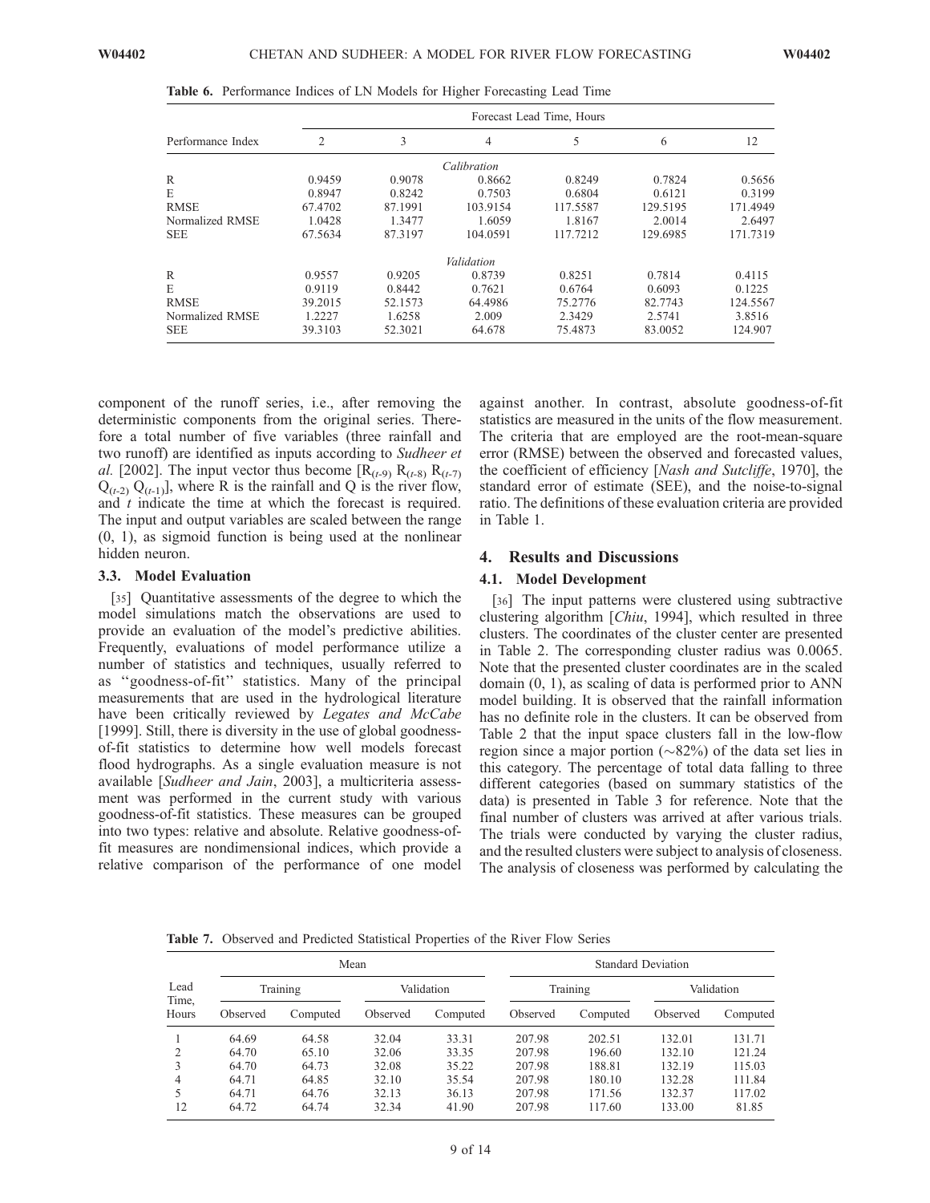**Table 6.** Performance Indices of LN Models for Higher Forecasting Lead Time

| Performance Index | Forecast Lead Time, Hours | | | | | |
|---|---|---|---|---|---|---|
| | 2 | 3 | 4 | 5 | 6 | 12 |
| | | | *Calibration* | | | |
| R | 0.9459 | 0.9078 | 0.8662 | 0.8249 | 0.7824 | 0.5656 |
| E | 0.8947 | 0.8242 | 0.7503 | 0.6804 | 0.6121 | 0.3199 |
| RMSE | 67.4702 | 87.1991 | 103.9154 | 117.5587 | 129.5195 | 171.4949 |
| Normalized RMSE | 1.0428 | 1.3477 | 1.6059 | 1.8167 | 2.0014 | 2.6497 |
| SEE | 67.5634 | 87.3197 | 104.0591 | 117.7212 | 129.6985 | 171.7319 |
| | | | *Validation* | | | |
| R | 0.9557 | 0.9205 | 0.8739 | 0.8251 | 0.7814 | 0.4115 |
| E | 0.9119 | 0.8442 | 0.7621 | 0.6764 | 0.6093 | 0.1225 |
| RMSE | 39.2015 | 52.1573 | 64.4986 | 75.2776 | 82.7743 | 124.5567 |
| Normalized RMSE | 1.2227 | 1.6258 | 2.009 | 2.3429 | 2.5741 | 3.8516 |
| SEE | 39.3103 | 52.3021 | 64.678 | 75.4873 | 83.0052 | 124.907 |

component of the runoff series, i.e., after removing the deterministic components from the original series. Therefore a total number of five variables (three rainfall and two runoff) are identified as inputs according to *Sudheer et al.* [2002]. The input vector thus become [$R_{(t-9)}$ $R_{(t-8)}$ $R_{(t-7)}$ $Q_{(t-2)}$ $Q_{(t-1)}$], where R is the rainfall and Q is the river flow, and $t$ indicate the time at which the forecast is required. The input and output variables are scaled between the range (0, 1), as sigmoid function is being used at the nonlinear hidden neuron.

### 3.3. Model Evaluation

[35] Quantitative assessments of the degree to which the model simulations match the observations are used to provide an evaluation of the model's predictive abilities. Frequently, evaluations of model performance utilize a number of statistics and techniques, usually referred to as ''goodness-of-fit'' statistics. Many of the principal measurements that are used in the hydrological literature have been critically reviewed by *Legates and McCabe* [1999]. Still, there is diversity in the use of global goodness-of-fit statistics to determine how well models forecast flood hydrographs. As a single evaluation measure is not available [*Sudheer and Jain*, 2003], a multicriteria assessment was performed in the current study with various goodness-of-fit statistics. These measures can be grouped into two types: relative and absolute. Relative goodness-of-fit measures are nondimensional indices, which provide a relative comparison of the performance of one model against another. In contrast, absolute goodness-of-fit statistics are measured in the units of the flow measurement. The criteria that are employed are the root-mean-square error (RMSE) between the observed and forecasted values, the coefficient of efficiency [*Nash and Sutcliffe*, 1970], the standard error of estimate (SEE), and the noise-to-signal ratio. The definitions of these evaluation criteria are provided in Table 1.

## 4. Results and Discussions

### 4.1. Model Development

[36] The input patterns were clustered using subtractive clustering algorithm [*Chiu*, 1994], which resulted in three clusters. The coordinates of the cluster center are presented in Table 2. The corresponding cluster radius was 0.0065. Note that the presented cluster coordinates are in the scaled domain (0, 1), as scaling of data is performed prior to ANN model building. It is observed that the rainfall information has no definite role in the clusters. It can be observed from Table 2 that the input space clusters fall in the low-flow region since a major portion (~82%) of the data set lies in this category. The percentage of total data falling to three different categories (based on summary statistics of the data) is presented in Table 3 for reference. Note that the final number of clusters was arrived at after various trials. The trials were conducted by varying the cluster radius, and the resulted clusters were subject to analysis of closeness. The analysis of closeness was performed by calculating the

**Table 7.** Observed and Predicted Statistical Properties of the River Flow Series

| Lead Time, Hours | Mean | | | | Standard Deviation | | | |
|---|---|---|---|---|---|---|---|---|
| | Training | | Validation | | Training | | Validation | |
| | Observed | Computed | Observed | Computed | Observed | Computed | Observed | Computed |
| 1 | 64.69 | 64.58 | 32.04 | 33.31 | 207.98 | 202.51 | 132.01 | 131.71 |
| 2 | 64.70 | 65.10 | 32.06 | 33.35 | 207.98 | 196.60 | 132.10 | 121.24 |
| 3 | 64.70 | 64.73 | 32.08 | 35.22 | 207.98 | 188.81 | 132.19 | 115.03 |
| 4 | 64.71 | 64.85 | 32.10 | 35.54 | 207.98 | 180.10 | 132.28 | 111.84 |
| 5 | 64.71 | 64.76 | 32.13 | 36.13 | 207.98 | 171.56 | 132.37 | 117.02 |
| 12 | 64.72 | 64.74 | 32.34 | 41.90 | 207.98 | 117.60 | 133.00 | 81.85 |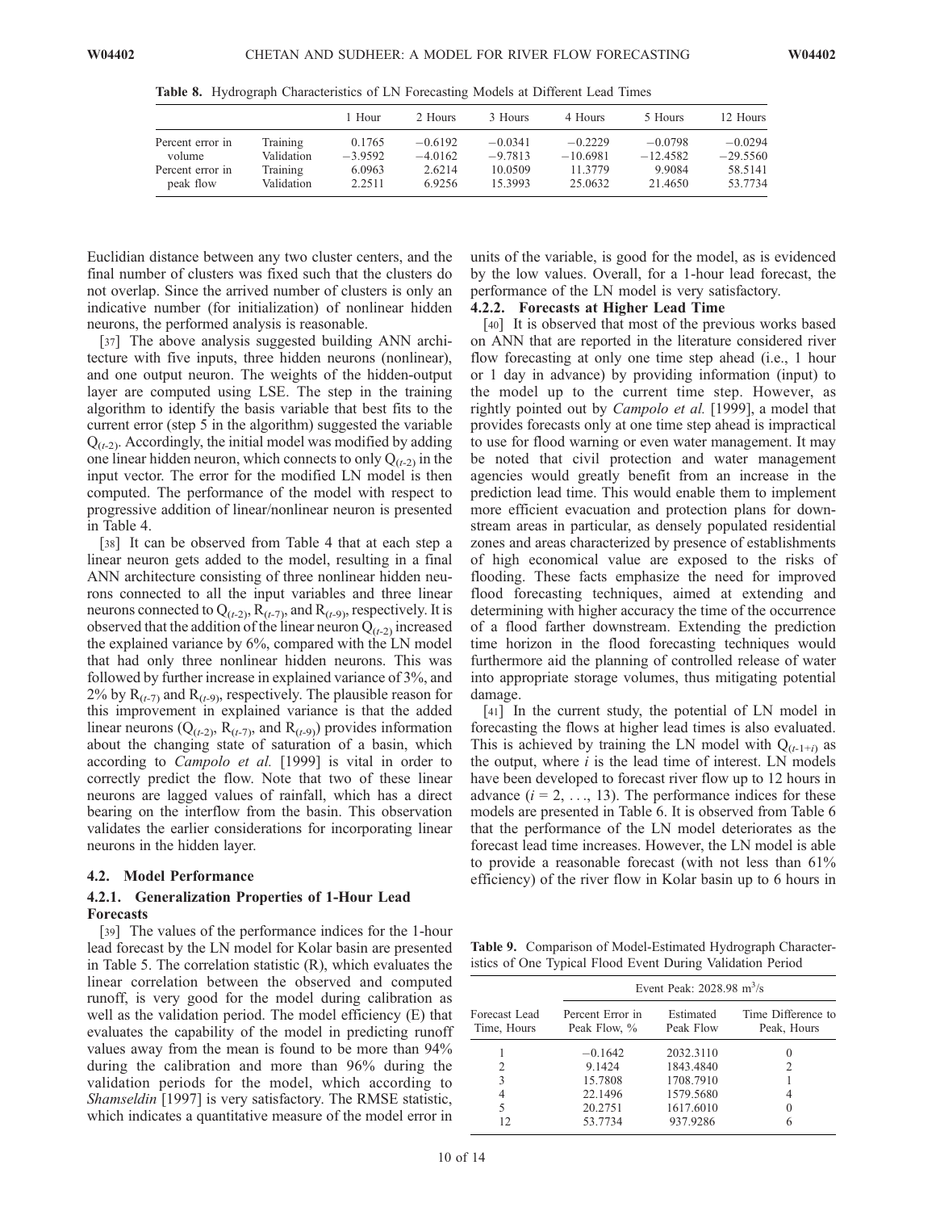**Table 8.** Hydrograph Characteristics of LN Forecasting Models at Different Lead Times

| | | 1 Hour | 2 Hours | 3 Hours | 4 Hours | 5 Hours | 12 Hours |
|---|---|---|---|---|---|---|---|
| Percent error in volume | Training | 0.1765 | −0.6192 | −0.0341 | −0.2229 | −0.0798 | −0.0294 |
| | Validation | −3.9592 | −4.0162 | −9.7813 | −10.6981 | −12.4582 | −29.5560 |
| Percent error in peak flow | Training | 6.0963 | 2.6214 | 10.0509 | 11.3779 | 9.9084 | 58.5141 |
| | Validation | 2.2511 | 6.9256 | 15.3993 | 25.0632 | 21.4650 | 53.7734 |

Euclidian distance between any two cluster centers, and the final number of clusters was fixed such that the clusters do not overlap. Since the arrived number of clusters is only an indicative number (for initialization) of nonlinear hidden neurons, the performed analysis is reasonable.

[37] The above analysis suggested building ANN architecture with five inputs, three hidden neurons (nonlinear), and one output neuron. The weights of the hidden-output layer are computed using LSE. The step in the training algorithm to identify the basis variable that best fits to the current error (step 5 in the algorithm) suggested the variable $Q_{(t-2)}$. Accordingly, the initial model was modified by adding one linear hidden neuron, which connects to only $Q_{(t-2)}$ in the input vector. The error for the modified LN model is then computed. The performance of the model with respect to progressive addition of linear/nonlinear neuron is presented in Table 4.

[38] It can be observed from Table 4 that at each step a linear neuron gets added to the model, resulting in a final ANN architecture consisting of three nonlinear hidden neurons connected to all the input variables and three linear neurons connected to $Q_{(t-2)}$, $R_{(t-7)}$, and $R_{(t-9)}$, respectively. It is observed that the addition of the linear neuron $Q_{(t-2)}$ increased the explained variance by 6%, compared with the LN model that had only three nonlinear hidden neurons. This was followed by further increase in explained variance of 3%, and 2% by $R_{(t-7)}$ and $R_{(t-9)}$, respectively. The plausible reason for this improvement in explained variance is that the added linear neurons ($Q_{(t-2)}$, $R_{(t-7)}$, and $R_{(t-9)}$) provides information about the changing state of saturation of a basin, which according to *Campolo et al.* [1999] is vital in order to correctly predict the flow. Note that two of these linear neurons are lagged values of rainfall, which has a direct bearing on the interflow from the basin. This observation validates the earlier considerations for incorporating linear neurons in the hidden layer.

### 4.2. Model Performance

#### 4.2.1. Generalization Properties of 1-Hour Lead Forecasts

[39] The values of the performance indices for the 1-hour lead forecast by the LN model for Kolar basin are presented in Table 5. The correlation statistic (R), which evaluates the linear correlation between the observed and computed runoff, is very good for the model during calibration as well as the validation period. The model efficiency (E) that evaluates the capability of the model in predicting runoff values away from the mean is found to be more than 94% during the calibration and more than 96% during the validation periods for the model, which according to *Shamseldin* [1997] is very satisfactory. The RMSE statistic, which indicates a quantitative measure of the model error in units of the variable, is good for the model, as is evidenced by the low values. Overall, for a 1-hour lead forecast, the performance of the LN model is very satisfactory.

#### 4.2.2. Forecasts at Higher Lead Time

[40] It is observed that most of the previous works based on ANN that are reported in the literature considered river flow forecasting at only one time step ahead (i.e., 1 hour or 1 day in advance) by providing information (input) to the model up to the current time step. However, as rightly pointed out by *Campolo et al.* [1999], a model that provides forecasts only at one time step ahead is impractical to use for flood warning or even water management. It may be noted that civil protection and water management agencies would greatly benefit from an increase in the prediction lead time. This would enable them to implement more efficient evacuation and protection plans for downstream areas in particular, as densely populated residential zones and areas characterized by presence of establishments of high economical value are exposed to the risks of flooding. These facts emphasize the need for improved flood forecasting techniques, aimed at extending and determining with higher accuracy the time of the occurrence of a flood farther downstream. Extending the prediction time horizon in the flood forecasting techniques would furthermore aid the planning of controlled release of water into appropriate storage volumes, thus mitigating potential damage.

[41] In the current study, the potential of LN model in forecasting the flows at higher lead times is also evaluated. This is achieved by training the LN model with $Q_{(t-1+i)}$ as the output, where $i$ is the lead time of interest. LN models have been developed to forecast river flow up to 12 hours in advance ($i = 2, \ldots, 13$). The performance indices for these models are presented in Table 6. It is observed from Table 6 that the performance of the LN model deteriorates as the forecast lead time increases. However, the LN model is able to provide a reasonable forecast (with not less than 61% efficiency) of the river flow in Kolar basin up to 6 hours in

**Table 9.** Comparison of Model-Estimated Hydrograph Characteristics of One Typical Flood Event During Validation Period

| | Event Peak: 2028.98 $m^3/s$ | | |
|---|---|---|---|
| Forecast Lead Time, Hours | Percent Error in Peak Flow, % | Estimated Peak Flow | Time Difference to Peak, Hours |
| 1 | −0.1642 | 2032.3110 | 0 |
| 2 | 9.1424 | 1843.4840 | 2 |
| 3 | 15.7808 | 1708.7910 | 1 |
| 4 | 22.1496 | 1579.5680 | 4 |
| 5 | 20.2751 | 1617.6010 | 0 |
| 12 | 53.7734 | 937.9286 | 6 |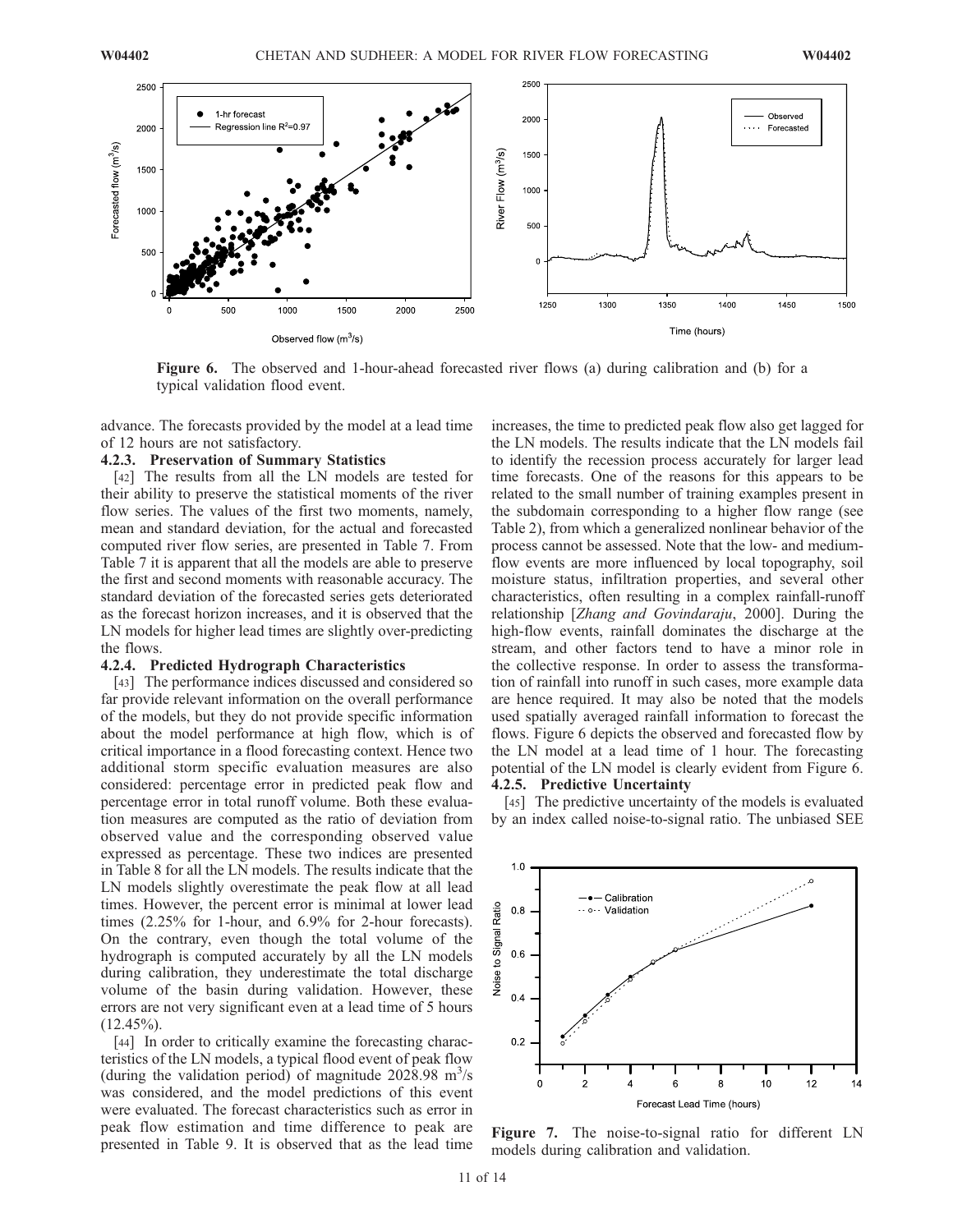Figure 6. The observed and 1-hour-ahead forecasted river flows (a) during calibration and (b) for a typical validation flood event.

advance. The forecasts provided by the model at a lead time of 12 hours are not satisfactory.

#### 4.2.3. Preservation of Summary Statistics

[42] The results from all the LN models are tested for their ability to preserve the statistical moments of the river flow series. The values of the first two moments, namely, mean and standard deviation, for the actual and forecasted computed river flow series, are presented in Table 7. From Table 7 it is apparent that all the models are able to preserve the first and second moments with reasonable accuracy. The standard deviation of the forecasted series gets deteriorated as the forecast horizon increases, and it is observed that the LN models for higher lead times are slightly over-predicting the flows.

#### 4.2.4. Predicted Hydrograph Characteristics

[43] The performance indices discussed and considered so far provide relevant information on the overall performance of the models, but they do not provide specific information about the model performance at high flow, which is of critical importance in a flood forecasting context. Hence two additional storm specific evaluation measures are also considered: percentage error in predicted peak flow and percentage error in total runoff volume. Both these evaluation measures are computed as the ratio of deviation from observed value and the corresponding observed value expressed as percentage. These two indices are presented in Table 8 for all the LN models. The results indicate that the LN models slightly overestimate the peak flow at all lead times. However, the percent error is minimal at lower lead times (2.25% for 1-hour, and 6.9% for 2-hour forecasts). On the contrary, even though the total volume of the hydrograph is computed accurately by all the LN models during calibration, they underestimate the total discharge volume of the basin during validation. However, these errors are not very significant even at a lead time of 5 hours (12.45%).

[44] In order to critically examine the forecasting characteristics of the LN models, a typical flood event of peak flow (during the validation period) of magnitude 2028.98 $m^3/s$ was considered, and the model predictions of this event were evaluated. The forecast characteristics such as error in peak flow estimation and time difference to peak are presented in Table 9. It is observed that as the lead time increases, the time to predicted peak flow also get lagged for the LN models. The results indicate that the LN models fail to identify the recession process accurately for larger lead time forecasts. One of the reasons for this appears to be related to the small number of training examples present in the subdomain corresponding to a higher flow range (see Table 2), from which a generalized nonlinear behavior of the process cannot be assessed. Note that the low- and medium-flow events are more influenced by local topography, soil moisture status, infiltration properties, and several other characteristics, often resulting in a complex rainfall-runoff relationship [*Zhang and Govindaraju*, 2000]. During the high-flow events, rainfall dominates the discharge at the stream, and other factors tend to have a minor role in the collective response. In order to assess the transformation of rainfall into runoff in such cases, more example data are hence required. It may also be noted that the models used spatially averaged rainfall information to forecast the flows. Figure 6 depicts the observed and forecasted flow by the LN model at a lead time of 1 hour. The forecasting potential of the LN model is clearly evident from Figure 6.

#### 4.2.5. Predictive Uncertainty

[45] The predictive uncertainty of the models is evaluated by an index called noise-to-signal ratio. The unbiased SEE

Figure 7. The noise-to-signal ratio for different LN models during calibration and validation.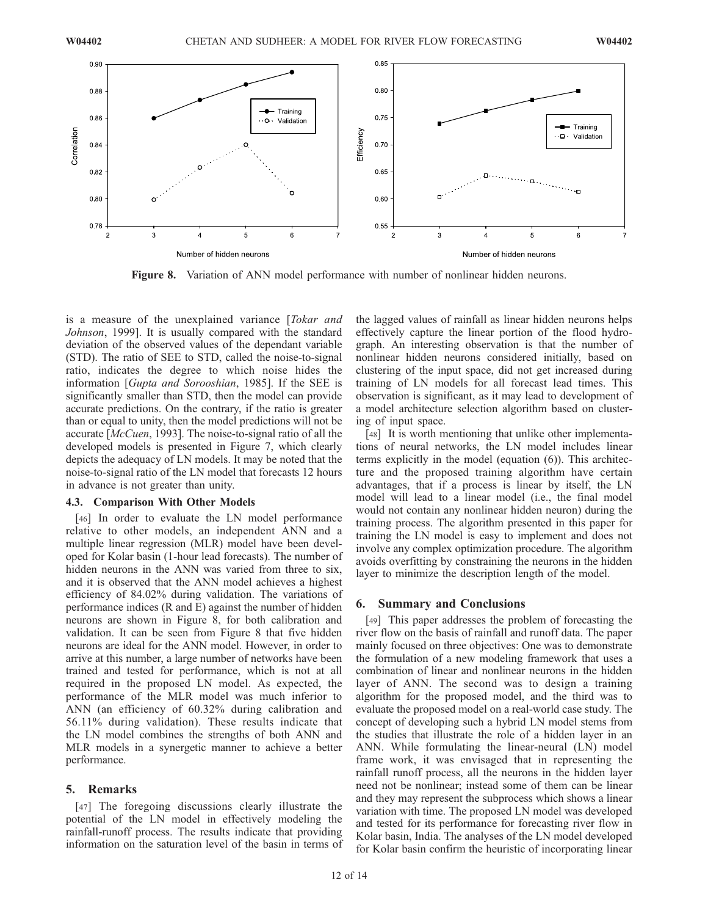Correlation

0.90
0.88
0.86
0.84
0.82
0.80
0.78

2 3 4 5 6 7

Number of hidden neurons

Training
Validation

Efficiency

0.85
0.80
0.75
0.70
0.65
0.60
0.55

2 3 4 5 6 7

Number of hidden neurons

Training
Validation

**Figure 8.** Variation of ANN model performance with number of nonlinear hidden neurons.

is a measure of the unexplained variance [*Tokar and Johnson*, 1999]. It is usually compared with the standard deviation of the observed values of the dependant variable (STD). The ratio of SEE to STD, called the noise-to-signal ratio, indicates the degree to which noise hides the information [*Gupta and Sorooshian*, 1985]. If the SEE is significantly smaller than STD, then the model can provide accurate predictions. On the contrary, if the ratio is greater than or equal to unity, then the model predictions will not be accurate [*McCuen*, 1993]. The noise-to-signal ratio of all the developed models is presented in Figure 7, which clearly depicts the adequacy of LN models. It may be noted that the noise-to-signal ratio of the LN model that forecasts 12 hours in advance is not greater than unity.

### 4.3. Comparison With Other Models

[46] In order to evaluate the LN model performance relative to other models, an independent ANN and a multiple linear regression (MLR) model have been developed for Kolar basin (1-hour lead forecasts). The number of hidden neurons in the ANN was varied from three to six, and it is observed that the ANN model achieves a highest efficiency of 84.02% during validation. The variations of performance indices (R and E) against the number of hidden neurons are shown in Figure 8, for both calibration and validation. It can be seen from Figure 8 that five hidden neurons are ideal for the ANN model. However, in order to arrive at this number, a large number of networks have been trained and tested for performance, which is not at all required in the proposed LN model. As expected, the performance of the MLR model was much inferior to ANN (an efficiency of 60.32% during calibration and 56.11% during validation). These results indicate that the LN model combines the strengths of both ANN and MLR models in a synergetic manner to achieve a better performance.

## 5. Remarks

[47] The foregoing discussions clearly illustrate the potential of the LN model in effectively modeling the rainfall-runoff process. The results indicate that providing information on the saturation level of the basin in terms of the lagged values of rainfall as linear hidden neurons helps effectively capture the linear portion of the flood hydrograph. An interesting observation is that the number of nonlinear hidden neurons considered initially, based on clustering of the input space, did not get increased during training of LN models for all forecast lead times. This observation is significant, as it may lead to development of a model architecture selection algorithm based on clustering of input space.

[48] It is worth mentioning that unlike other implementations of neural networks, the LN model includes linear terms explicitly in the model (equation (6)). This architecture and the proposed training algorithm have certain advantages, that if a process is linear by itself, the LN model will lead to a linear model (i.e., the final model would not contain any nonlinear hidden neuron) during the training process. The algorithm presented in this paper for training the LN model is easy to implement and does not involve any complex optimization procedure. The algorithm avoids overfitting by constraining the neurons in the hidden layer to minimize the description length of the model.

## 6. Summary and Conclusions

[49] This paper addresses the problem of forecasting the river flow on the basis of rainfall and runoff data. The paper mainly focused on three objectives: One was to demonstrate the formulation of a new modeling framework that uses a combination of linear and nonlinear neurons in the hidden layer of ANN. The second was to design a training algorithm for the proposed model, and the third was to evaluate the proposed model on a real-world case study. The concept of developing such a hybrid LN model stems from the studies that illustrate the role of a hidden layer in an ANN. While formulating the linear-neural (LN) model frame work, it was envisaged that in representing the rainfall runoff process, all the neurons in the hidden layer need not be nonlinear; instead some of them can be linear and they may represent the subprocess which shows a linear variation with time. The proposed LN model was developed and tested for its performance for forecasting river flow in Kolar basin, India. The analyses of the LN model developed for Kolar basin confirm the heuristic of incorporating linear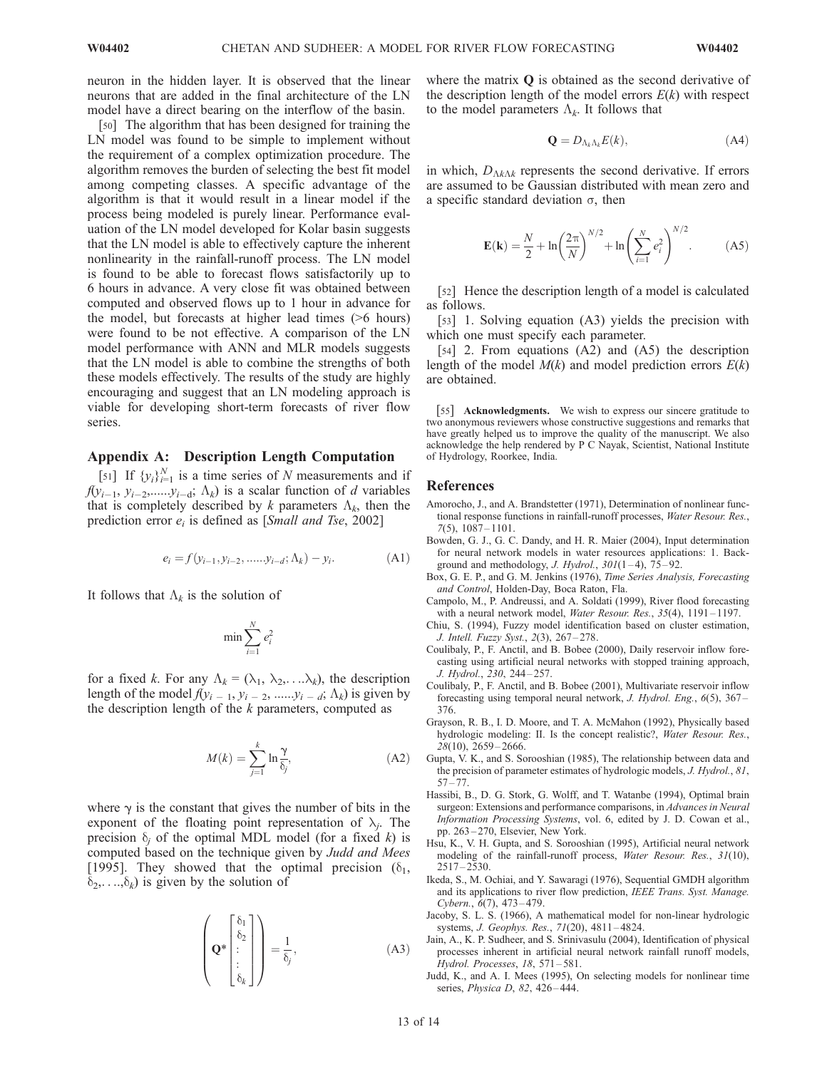neuron in the hidden layer. It is observed that the linear neurons that are added in the final architecture of the LN model have a direct bearing on the interflow of the basin.

[50] The algorithm that has been designed for training the LN model was found to be simple to implement without the requirement of a complex optimization procedure. The algorithm removes the burden of selecting the best fit model among competing classes. A specific advantage of the algorithm is that it would result in a linear model if the process being modeled is purely linear. Performance evaluation of the LN model developed for Kolar basin suggests that the LN model is able to effectively capture the inherent nonlinearity in the rainfall-runoff process. The LN model is found to be able to forecast flows satisfactorily up to 6 hours in advance. A very close fit was obtained between computed and observed flows up to 1 hour in advance for the model, but forecasts at higher lead times (>6 hours) were found to be not effective. A comparison of the LN model performance with ANN and MLR models suggests that the LN model is able to combine the strengths of both these models effectively. The results of the study are highly encouraging and suggest that an LN modeling approach is viable for developing short-term forecasts of river flow series.

## Appendix A: Description Length Computation

[51] If $\{y_i\}_{i=1}^{N}$ is a time series of $N$ measurements and if $f(y_{i-1}, y_{i-2}, ......y_{i-d}; \Lambda_k)$ is a scalar function of $d$ variables that is completely described by $k$ parameters $\Lambda_k$, then the prediction error $e_i$ is defined as [*Small and Tse*, 2002]

$$e_i = f(y_{i-1}, y_{i-2}, ......y_{i-d}; \Lambda_k) - y_i. \tag{A1}$$

It follows that $\Lambda_k$ is the solution of

$$\min \sum_{i=1}^{N} e_i^2$$

for a fixed $k$. For any $\Lambda_k = (\lambda_1, \lambda_2, \ldots \lambda_k)$, the description length of the model $f(y_{i-1}, y_{i-2}, ......y_{i-d}; \Lambda_k)$ is given by the description length of the $k$ parameters, computed as

$$M(k) = \sum_{j=1}^{k} \ln \frac{\gamma}{\delta_j}, \tag{A2}$$

where $\gamma$ is the constant that gives the number of bits in the exponent of the floating point representation of $\lambda_j$. The precision $\delta_j$ of the optimal MDL model (for a fixed $k$) is computed based on the technique given by *Judd and Mees* [1995]. They showed that the optimal precision $(\delta_1, \delta_2, \ldots, \delta_k)$ is given by the solution of

$$\left( \mathbf{Q} * \begin{bmatrix} \delta_1 \\ \delta_2 \\ : \\ : \\ \delta_k \end{bmatrix} \right) = \frac{1}{\delta_j}, \tag{A3}$$

where the matrix $\mathbf{Q}$ is obtained as the second derivative of the description length of the model errors $E(k)$ with respect to the model parameters $\Lambda_k$. It follows that

$$\mathbf{Q} = D_{\Lambda_k \Lambda_k} E(k), \tag{A4}$$

in which, $D_{\Lambda k \Lambda k}$ represents the second derivative. If errors are assumed to be Gaussian distributed with mean zero and a specific standard deviation $\sigma$, then

$$\mathbf{E(k)} = \frac{N}{2} + \ln\left(\frac{2\pi}{N}\right)^{N/2} + \ln\left(\sum_{i=1}^{N} e_i^2\right)^{N/2}. \tag{A5}$$

[52] Hence the description length of a model is calculated as follows.

[53] 1. Solving equation (A3) yields the precision with which one must specify each parameter.

[54] 2. From equations (A2) and (A5) the description length of the model $M(k)$ and model prediction errors $E(k)$ are obtained.

[55] **Acknowledgments.** We wish to express our sincere gratitude to two anonymous reviewers whose constructive suggestions and remarks that have greatly helped us to improve the quality of the manuscript. We also acknowledge the help rendered by P C Nayak, Scientist, National Institute of Hydrology, Roorkee, India.

## References

Amorocho, J., and A. Brandstetter (1971), Determination of nonlinear functional response functions in rainfall-runoff processes, *Water Resour. Res.*, *7*(5), 1087–1101.

Bowden, G. J., G. C. Dandy, and H. R. Maier (2004), Input determination for neural network models in water resources applications: 1. Background and methodology, *J. Hydrol.*, *301*(1–4), 75–92.

Box, G. E. P., and G. M. Jenkins (1976), *Time Series Analysis, Forecasting and Control*, Holden-Day, Boca Raton, Fla.

Campolo, M., P. Andreussi, and A. Soldati (1999), River flood forecasting with a neural network model, *Water Resour. Res.*, *35*(4), 1191–1197.

Chiu, S. (1994), Fuzzy model identification based on cluster estimation, *J. Intell. Fuzzy Syst.*, *2*(3), 267–278.

Coulibaly, P., F. Anctil, and B. Bobee (2000), Daily reservoir inflow forecasting using artificial neural networks with stopped training approach, *J. Hydrol.*, *230*, 244–257.

Coulibaly, P., F. Anctil, and B. Bobee (2001), Multivariate reservoir inflow forecasting using temporal neural network, *J. Hydrol. Eng.*, *6*(5), 367–376.

Grayson, R. B., I. D. Moore, and T. A. McMahon (1992), Physically based hydrologic modeling: II. Is the concept realistic?, *Water Resour. Res.*, *28*(10), 2659–2666.

Gupta, V. K., and S. Sorooshian (1985), The relationship between data and the precision of parameter estimates of hydrologic models, *J. Hydrol.*, *81*, 57–77.

Hassibi, B., D. G. Stork, G. Wolff, and T. Watanbe (1994), Optimal brain surgeon: Extensions and performance comparisons, in *Advances in Neural Information Processing Systems*, vol. 6, edited by J. D. Cowan et al., pp. 263–270, Elsevier, New York.

Hsu, K., V. H. Gupta, and S. Sorooshian (1995), Artificial neural network modeling of the rainfall-runoff process, *Water Resour. Res.*, *31*(10), 2517–2530.

Ikeda, S., M. Ochiai, and Y. Sawaragi (1976), Sequential GMDH algorithm and its applications to river flow prediction, *IEEE Trans. Syst. Manage. Cybern.*, *6*(7), 473–479.

Jacoby, S. L. S. (1966), A mathematical model for non-linear hydrologic systems, *J. Geophys. Res.*, *71*(20), 4811–4824.

Jain, A., K. P. Sudheer, and S. Srinivasulu (2004), Identification of physical processes inherent in artificial neural network rainfall runoff models, *Hydrol. Processes*, *18*, 571–581.

Judd, K., and A. I. Mees (1995), On selecting models for nonlinear time series, *Physica D*, *82*, 426–444.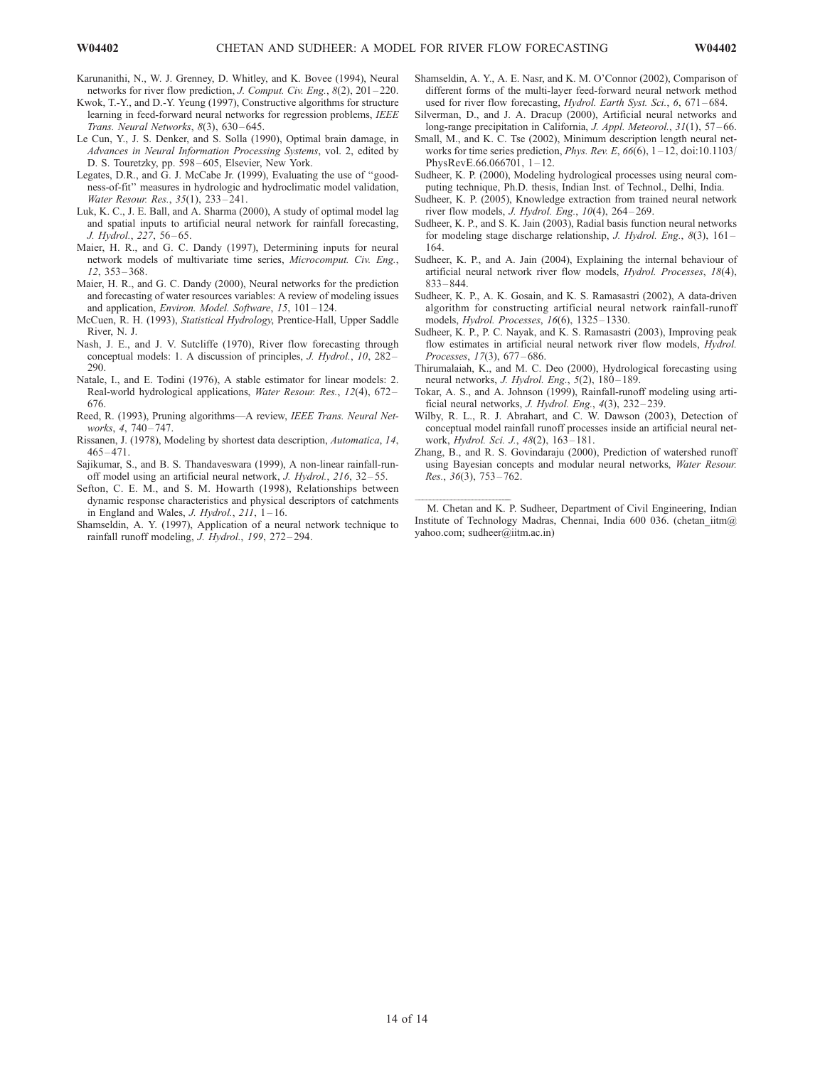Karunanithi, N., W. J. Grenney, D. Whitley, and K. Bovee (1994), Neural networks for river flow prediction, *J. Comput. Civ. Eng.*, *8*(2), 201–220.

Kwok, T.-Y., and D.-Y. Yeung (1997), Constructive algorithms for structure learning in feed-forward neural networks for regression problems, *IEEE Trans. Neural Networks*, *8*(3), 630–645.

Le Cun, Y., J. S. Denker, and S. Solla (1990), Optimal brain damage, in *Advances in Neural Information Processing Systems*, vol. 2, edited by D. S. Touretzky, pp. 598–605, Elsevier, New York.

Legates, D.R., and G. J. McCabe Jr. (1999), Evaluating the use of "goodness-of-fit" measures in hydrologic and hydroclimatic model validation, *Water Resour. Res.*, *35*(1), 233–241.

Luk, K. C., J. E. Ball, and A. Sharma (2000), A study of optimal model lag and spatial inputs to artificial neural network for rainfall forecasting, *J. Hydrol.*, *227*, 56–65.

Maier, H. R., and G. C. Dandy (1997), Determining inputs for neural network models of multivariate time series, *Microcomput. Civ. Eng.*, *12*, 353–368.

Maier, H. R., and G. C. Dandy (2000), Neural networks for the prediction and forecasting of water resources variables: A review of modeling issues and application, *Environ. Model. Software*, *15*, 101–124.

McCuen, R. H. (1993), *Statistical Hydrology*, Prentice-Hall, Upper Saddle River, N. J.

Nash, J. E., and J. V. Sutcliffe (1970), River flow forecasting through conceptual models: 1. A discussion of principles, *J. Hydrol.*, *10*, 282–290.

Natale, I., and E. Todini (1976), A stable estimator for linear models: 2. Real-world hydrological applications, *Water Resour. Res.*, *12*(4), 672–676.

Reed, R. (1993), Pruning algorithms—A review, *IEEE Trans. Neural Networks*, *4*, 740–747.

Rissanen, J. (1978), Modeling by shortest data description, *Automatica*, *14*, 465–471.

Sajikumar, S., and B. S. Thandaveswara (1999), A non-linear rainfall-runoff model using an artificial neural network, *J. Hydrol.*, *216*, 32–55.

Sefton, C. E. M., and S. M. Howarth (1998), Relationships between dynamic response characteristics and physical descriptors of catchments in England and Wales, *J. Hydrol.*, *211*, 1–16.

Shamseldin, A. Y. (1997), Application of a neural network technique to rainfall runoff modeling, *J. Hydrol.*, *199*, 272–294.

Shamseldin, A. Y., A. E. Nasr, and K. M. O'Connor (2002), Comparison of different forms of the multi-layer feed-forward neural network method used for river flow forecasting, *Hydrol. Earth Syst. Sci.*, *6*, 671–684.

Silverman, D., and J. A. Dracup (2000), Artificial neural networks and long-range precipitation in California, *J. Appl. Meteorol.*, *31*(1), 57–66.

Small, M., and K. C. Tse (2002), Minimum description length neural networks for time series prediction, *Phys. Rev. E*, *66*(6), 1–12, doi:10.1103/PhysRevE.66.066701, 1–12.

Sudheer, K. P. (2000), Modeling hydrological processes using neural computing technique, Ph.D. thesis, Indian Inst. of Technol., Delhi, India.

Sudheer, K. P. (2005), Knowledge extraction from trained neural network river flow models, *J. Hydrol. Eng.*, *10*(4), 264–269.

Sudheer, K. P., and S. K. Jain (2003), Radial basis function neural networks for modeling stage discharge relationship, *J. Hydrol. Eng.*, *8*(3), 161–164.

Sudheer, K. P., and A. Jain (2004), Explaining the internal behaviour of artificial neural network river flow models, *Hydrol. Processes*, *18*(4), 833–844.

Sudheer, K. P., A. K. Gosain, and K. S. Ramasastri (2002), A data-driven algorithm for constructing artificial neural network rainfall-runoff models, *Hydrol. Processes*, *16*(6), 1325–1330.

Sudheer, K. P., P. C. Nayak, and K. S. Ramasastri (2003), Improving peak flow estimates in artificial neural network river flow models, *Hydrol. Processes*, *17*(3), 677–686.

Thirumalaiah, K., and M. C. Deo (2000), Hydrological forecasting using neural networks, *J. Hydrol. Eng.*, *5*(2), 180–189.

Tokar, A. S., and A. Johnson (1999), Rainfall-runoff modeling using artificial neural networks, *J. Hydrol. Eng.*, *4*(3), 232–239.

Wilby, R. L., R. J. Abrahart, and C. W. Dawson (2003), Detection of conceptual model rainfall runoff processes inside an artificial neural network, *Hydrol. Sci. J.*, *48*(2), 163–181.

Zhang, B., and R. S. Govindaraju (2000), Prediction of watershed runoff using Bayesian concepts and modular neural networks, *Water Resour. Res.*, *36*(3), 753–762.

---

M. Chetan and K. P. Sudheer, Department of Civil Engineering, Indian Institute of Technology Madras, Chennai, India 600 036. (chetan_iitm@yahoo.com; sudheer@iitm.ac.in)